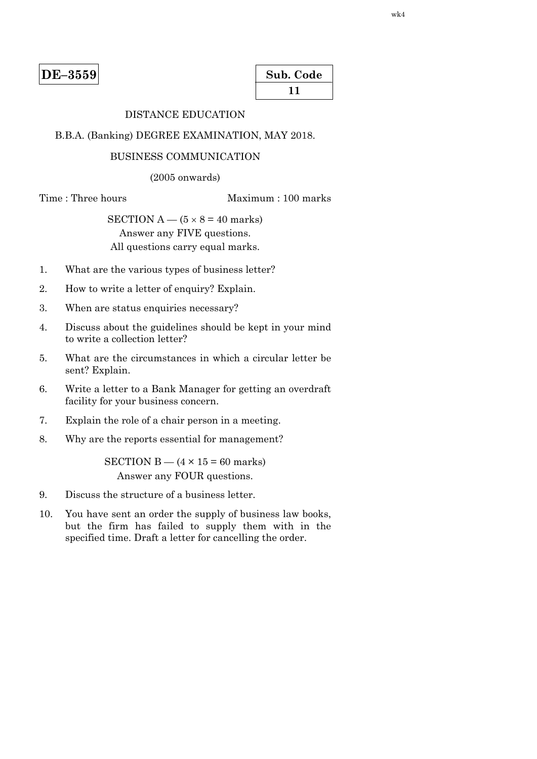**DE–3559**

**Sub. Code**
**11**

DISTANCE EDUCATION

B.B.A. (Banking) DEGREE EXAMINATION, MAY 2018.

BUSINESS COMMUNICATION

(2005 onwards)

Time : Three hours　　　　　　　　　　Maximum : 100 marks

SECTION A — ($5 \times 8 = 40$ marks)

Answer any FIVE questions.

All questions carry equal marks.

1. What are the various types of business letter?

2. How to write a letter of enquiry? Explain.

3. When are status enquiries necessary?

4. Discuss about the guidelines should be kept in your mind to write a collection letter?

5. What are the circumstances in which a circular letter be sent? Explain.

6. Write a letter to a Bank Manager for getting an overdraft facility for your business concern.

7. Explain the role of a chair person in a meeting.

8. Why are the reports essential for management?

SECTION B — ($4 \times 15 = 60$ marks)

Answer any FOUR questions.

9. Discuss the structure of a business letter.

10. You have sent an order the supply of business law books, but the firm has failed to supply them with in the specified time. Draft a letter for cancelling the order.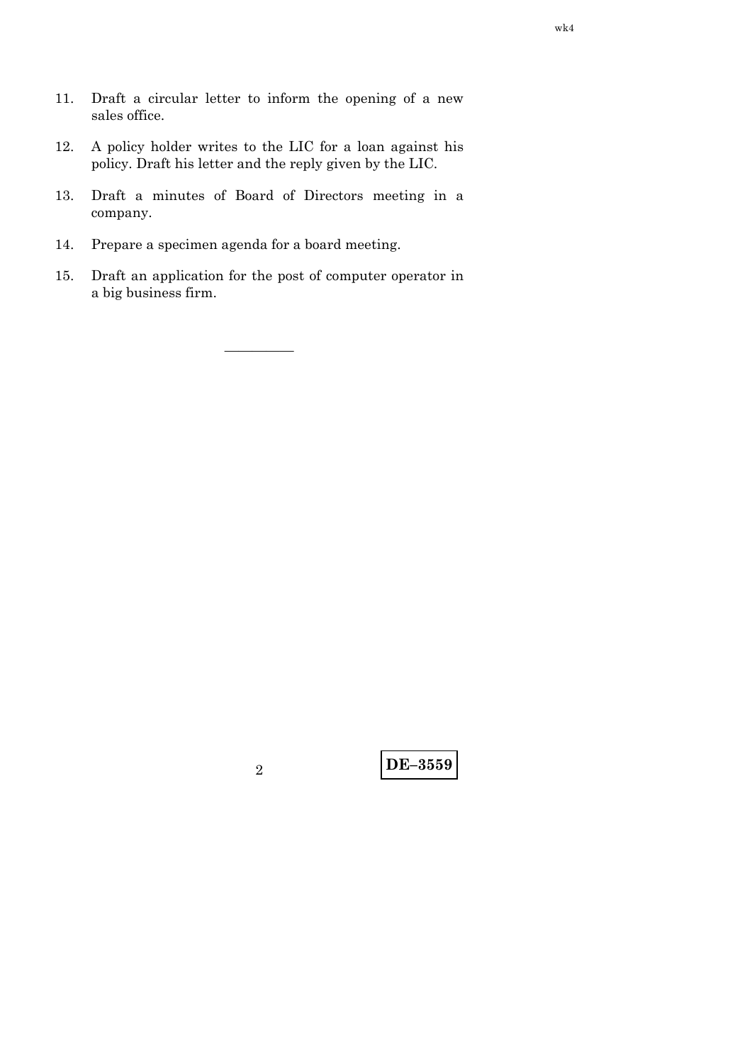11. Draft a circular letter to inform the opening of a new sales office.

12. A policy holder writes to the LIC for a loan against his policy. Draft his letter and the reply given by the LIC.

13. Draft a minutes of Board of Directors meeting in a company.

14. Prepare a specimen agenda for a board meeting.

15. Draft an application for the post of computer operator in a big business firm.

---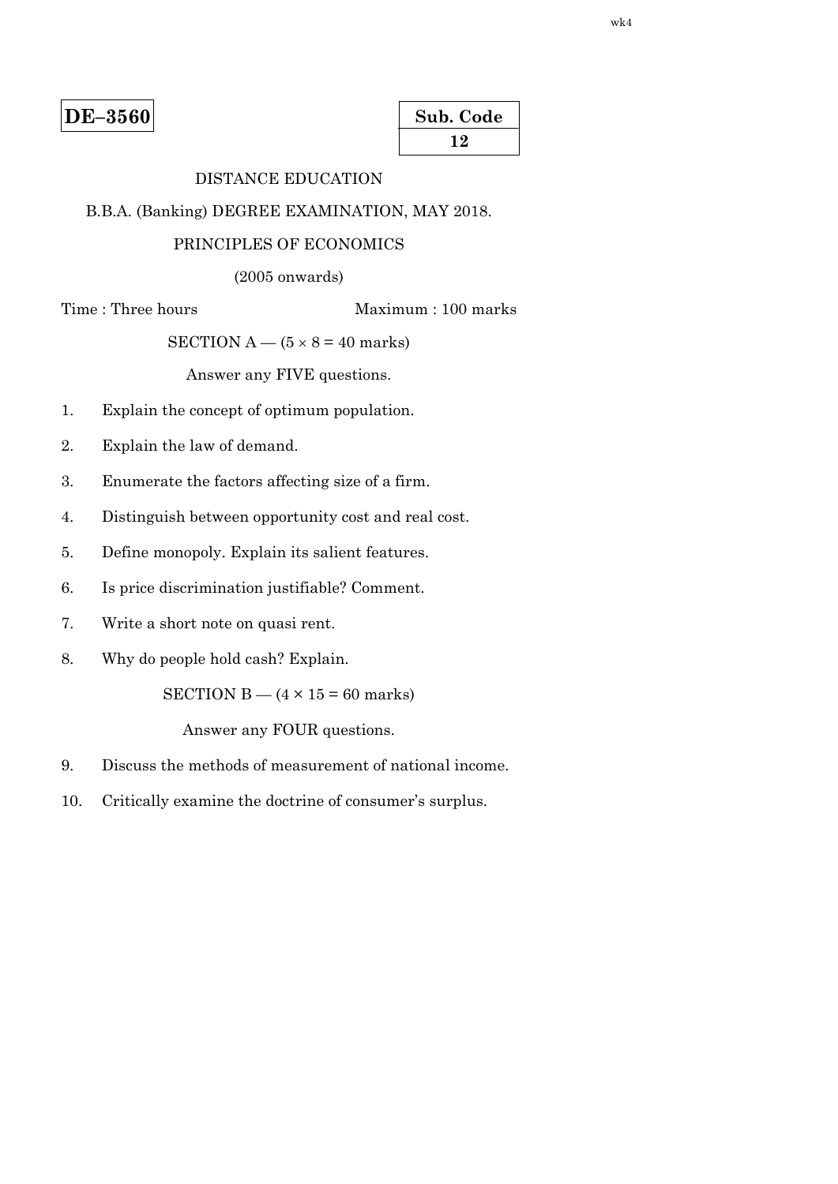**DE–3560**

**Sub. Code**
**12**

DISTANCE EDUCATION

B.B.A. (Banking) DEGREE EXAMINATION, MAY 2018.

PRINCIPLES OF ECONOMICS

(2005 onwards)

Time : Three hours                                        Maximum : 100 marks

SECTION A — (5 × 8 = 40 marks)

Answer any FIVE questions.

1. Explain the concept of optimum population.

2. Explain the law of demand.

3. Enumerate the factors affecting size of a firm.

4. Distinguish between opportunity cost and real cost.

5. Define monopoly. Explain its salient features.

6. Is price discrimination justifiable? Comment.

7. Write a short note on quasi rent.

8. Why do people hold cash? Explain.

SECTION B — (4 × 15 = 60 marks)

Answer any FOUR questions.

9. Discuss the methods of measurement of national income.

10. Critically examine the doctrine of consumer's surplus.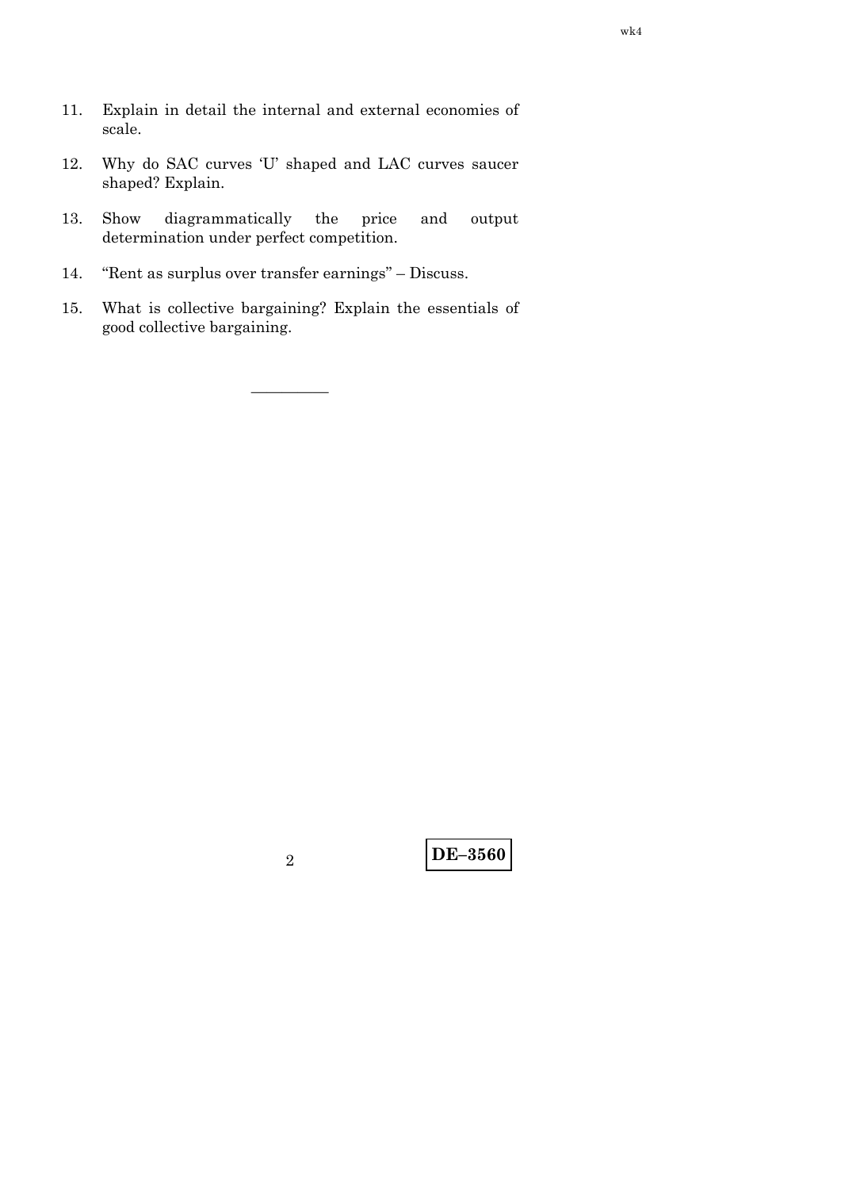11. Explain in detail the internal and external economies of scale.

12. Why do SAC curves 'U' shaped and LAC curves saucer shaped? Explain.

13. Show diagrammatically the price and output determination under perfect competition.

14. "Rent as surplus over transfer earnings" – Discuss.

15. What is collective bargaining? Explain the essentials of good collective bargaining.

---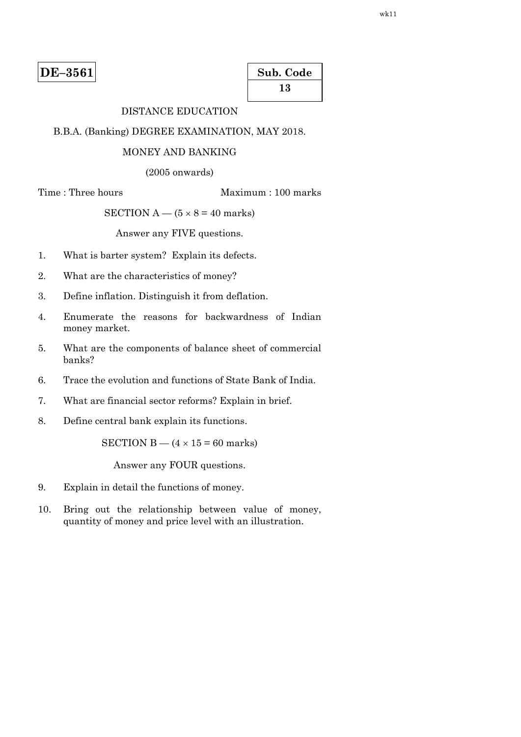**DE–3561**

**Sub. Code**
**13**

DISTANCE EDUCATION

B.B.A. (Banking) DEGREE EXAMINATION, MAY 2018.

MONEY AND BANKING

(2005 onwards)

Time : Three hours                                        Maximum : 100 marks

SECTION A — (5 × 8 = 40 marks)

Answer any FIVE questions.

1. What is barter system? Explain its defects.

2. What are the characteristics of money?

3. Define inflation. Distinguish it from deflation.

4. Enumerate the reasons for backwardness of Indian money market.

5. What are the components of balance sheet of commercial banks?

6. Trace the evolution and functions of State Bank of India.

7. What are financial sector reforms? Explain in brief.

8. Define central bank explain its functions.

SECTION B — (4 × 15 = 60 marks)

Answer any FOUR questions.

9. Explain in detail the functions of money.

10. Bring out the relationship between value of money, quantity of money and price level with an illustration.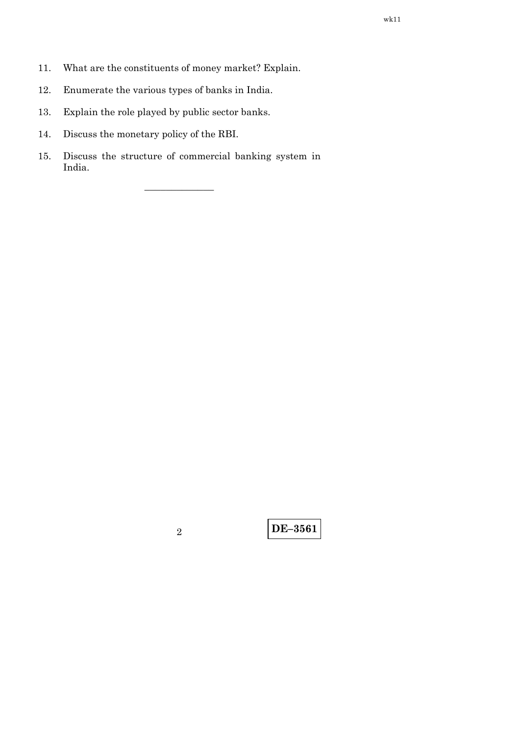11. What are the constituents of money market? Explain.

12. Enumerate the various types of banks in India.

13. Explain the role played by public sector banks.

14. Discuss the monetary policy of the RBI.

15. Discuss the structure of commercial banking system in India.

———————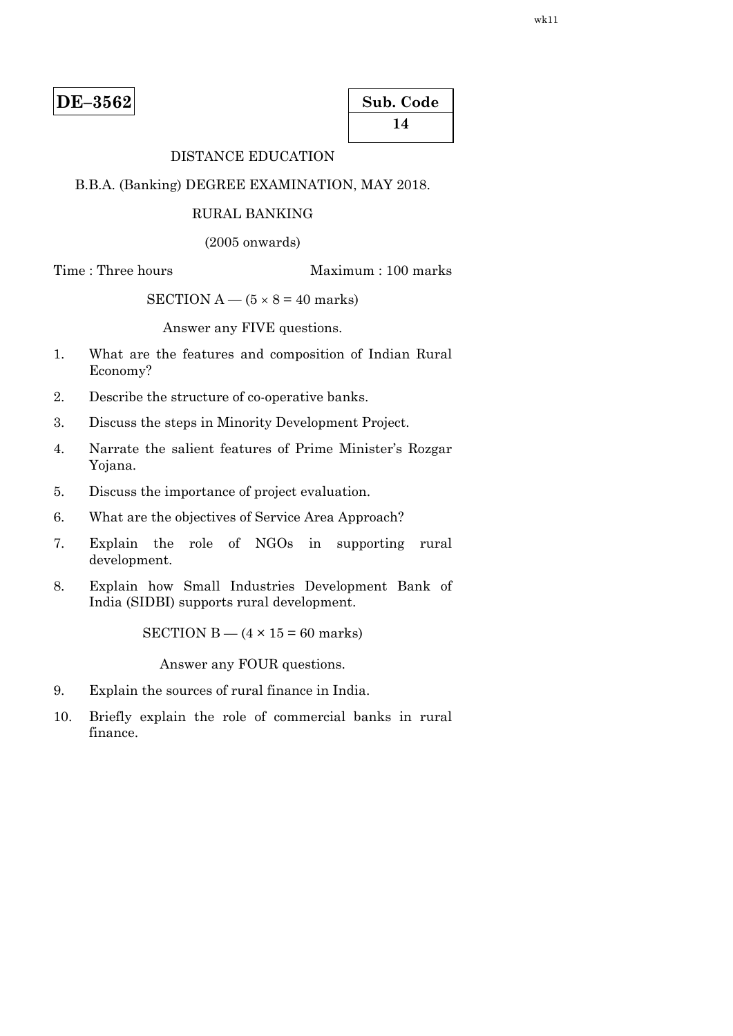**DE–3562**

| Sub. Code |
| --- |
| **14** |

DISTANCE EDUCATION

B.B.A. (Banking) DEGREE EXAMINATION, MAY 2018.

RURAL BANKING

(2005 onwards)

Time : Three hours　　　　　　　　Maximum : 100 marks

SECTION A — (5 × 8 = 40 marks)

Answer any FIVE questions.

1. What are the features and composition of Indian Rural Economy?

2. Describe the structure of co-operative banks.

3. Discuss the steps in Minority Development Project.

4. Narrate the salient features of Prime Minister's Rozgar Yojana.

5. Discuss the importance of project evaluation.

6. What are the objectives of Service Area Approach?

7. Explain the role of NGOs in supporting rural development.

8. Explain how Small Industries Development Bank of India (SIDBI) supports rural development.

SECTION B — (4 × 15 = 60 marks)

Answer any FOUR questions.

9. Explain the sources of rural finance in India.

10. Briefly explain the role of commercial banks in rural finance.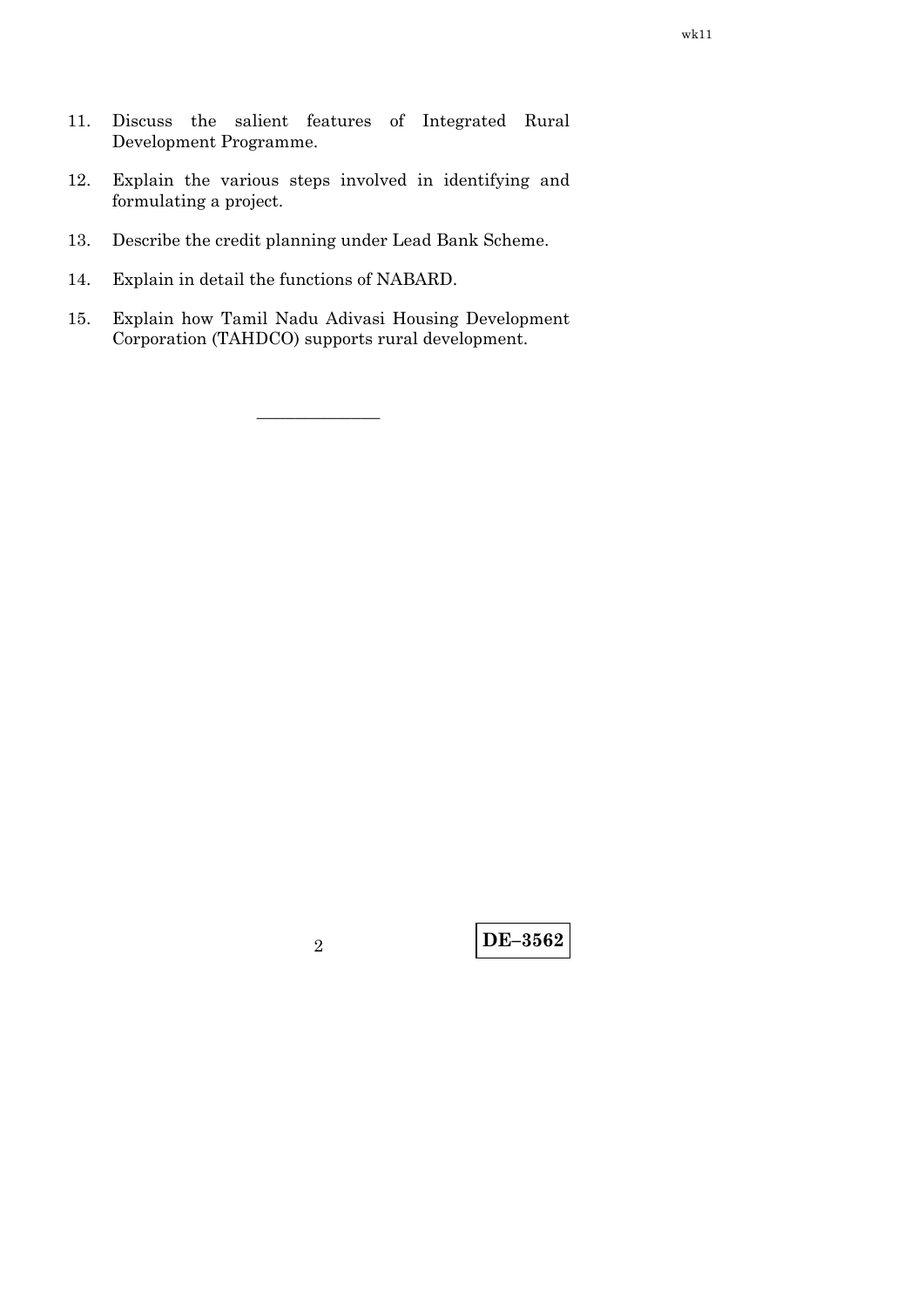11. Discuss the salient features of Integrated Rural Development Programme.

12. Explain the various steps involved in identifying and formulating a project.

13. Describe the credit planning under Lead Bank Scheme.

14. Explain in detail the functions of NABARD.

15. Explain how Tamil Nadu Adivasi Housing Development Corporation (TAHDCO) supports rural development.

———————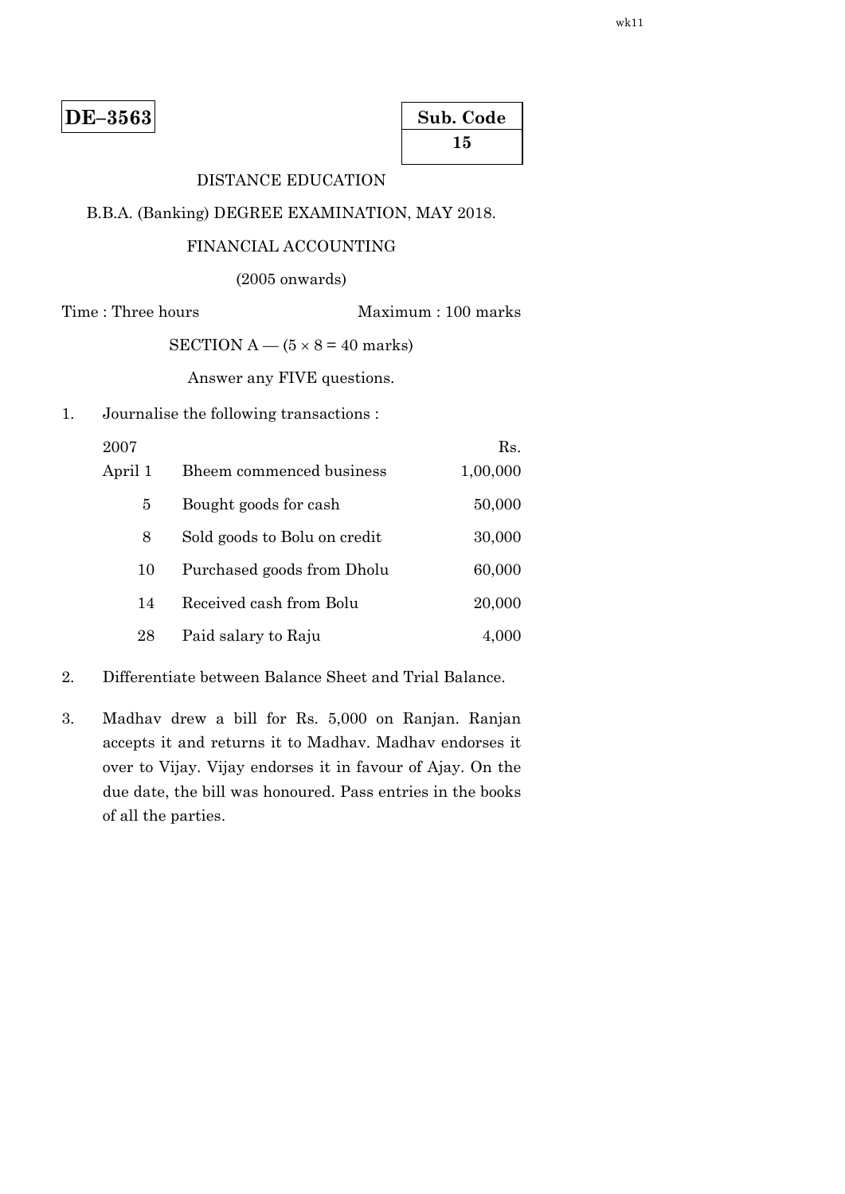**DE–3563**

| Sub. Code |
|---|
| 15 |

DISTANCE EDUCATION

B.B.A. (Banking) DEGREE EXAMINATION, MAY 2018.

FINANCIAL ACCOUNTING

(2005 onwards)

Time : Three hours — Maximum : 100 marks

SECTION A — ($5 \times 8 = 40$ marks)

Answer any FIVE questions.

1. Journalise the following transactions :

| 2007 | | Rs. |
|---|---|---|
| April 1 | Bheem commenced business | 1,00,000 |
| 5 | Bought goods for cash | 50,000 |
| 8 | Sold goods to Bolu on credit | 30,000 |
| 10 | Purchased goods from Dholu | 60,000 |
| 14 | Received cash from Bolu | 20,000 |
| 28 | Paid salary to Raju | 4,000 |

2. Differentiate between Balance Sheet and Trial Balance.

3. Madhav drew a bill for Rs. 5,000 on Ranjan. Ranjan accepts it and returns it to Madhav. Madhav endorses it over to Vijay. Vijay endorses it in favour of Ajay. On the due date, the bill was honoured. Pass entries in the books of all the parties.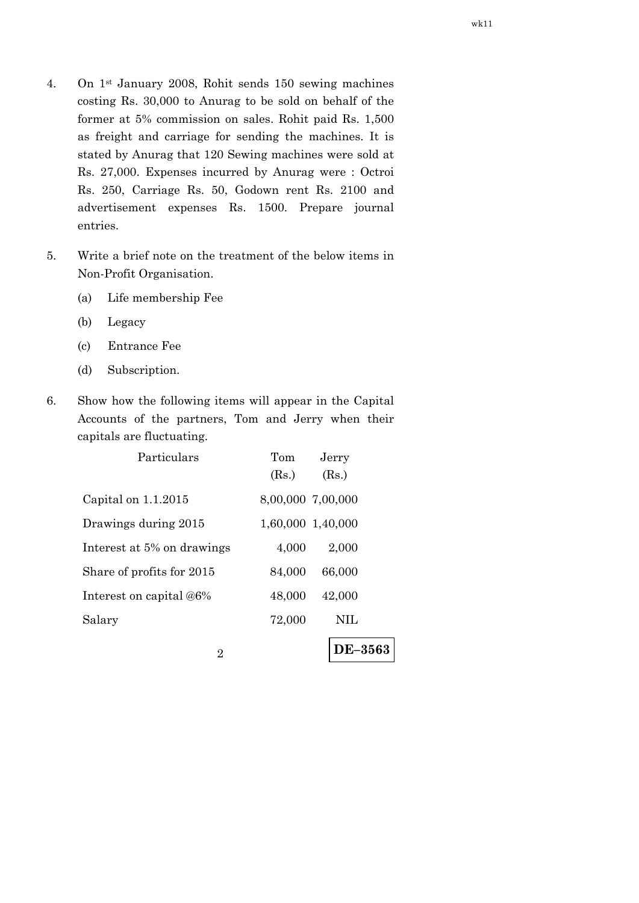4. On 1st January 2008, Rohit sends 150 sewing machines costing Rs. 30,000 to Anurag to be sold on behalf of the former at 5% commission on sales. Rohit paid Rs. 1,500 as freight and carriage for sending the machines. It is stated by Anurag that 120 Sewing machines were sold at Rs. 27,000. Expenses incurred by Anurag were : Octroi Rs. 250, Carriage Rs. 50, Godown rent Rs. 2100 and advertisement expenses Rs. 1500. Prepare journal entries.

5. Write a brief note on the treatment of the below items in Non-Profit Organisation.

   (a) Life membership Fee

   (b) Legacy

   (c) Entrance Fee

   (d) Subscription.

6. Show how the following items will appear in the Capital Accounts of the partners, Tom and Jerry when their capitals are fluctuating.

| Particulars | Tom (Rs.) | Jerry (Rs.) |
|---|---|---|
| Capital on 1.1.2015 | 8,00,000 | 7,00,000 |
| Drawings during 2015 | 1,60,000 | 1,40,000 |
| Interest at 5% on drawings | 4,000 | 2,000 |
| Share of profits for 2015 | 84,000 | 66,000 |
| Interest on capital @6% | 48,000 | 42,000 |
| Salary | 72,000 | NIL |

DE–3563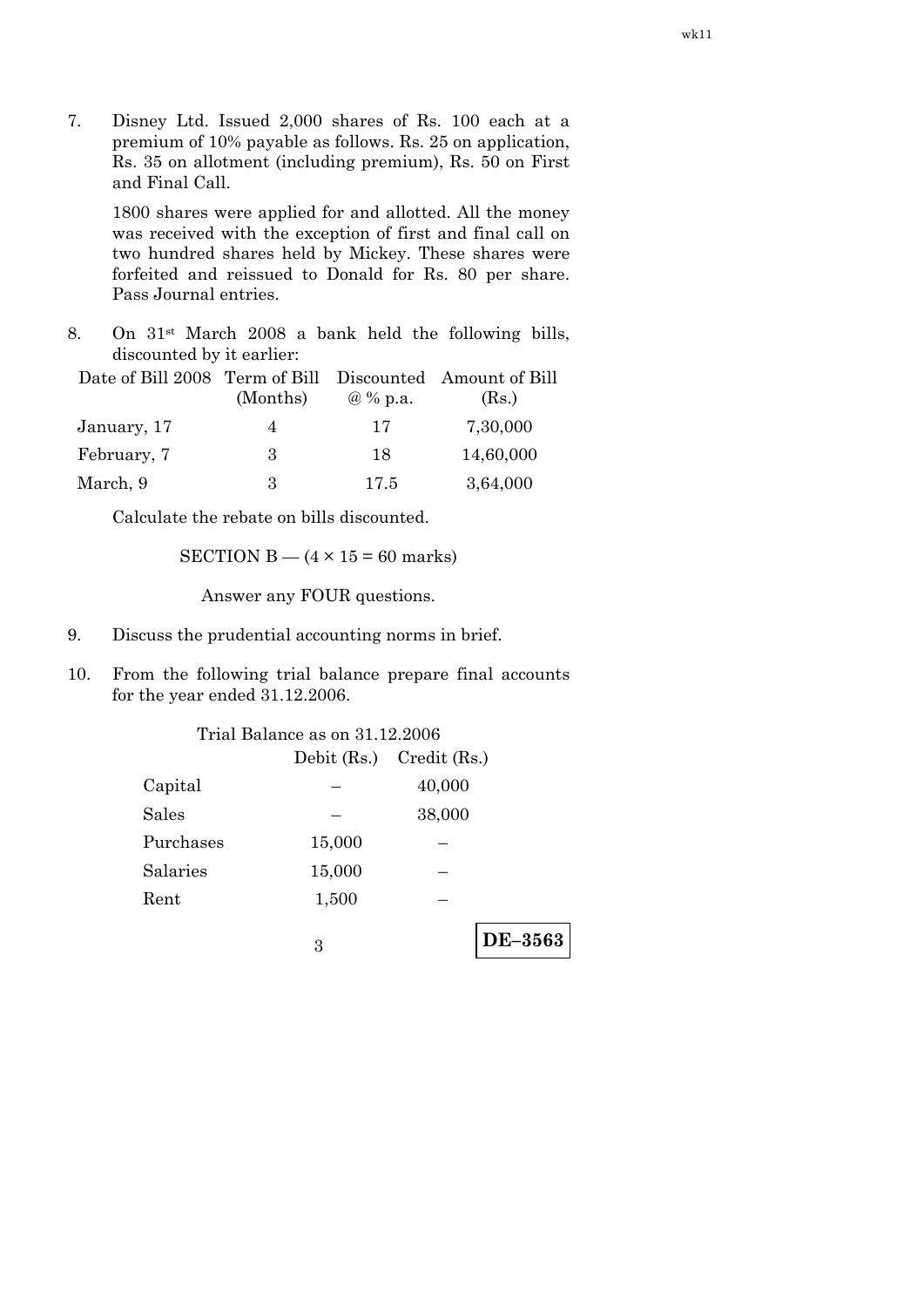7. Disney Ltd. Issued 2,000 shares of Rs. 100 each at a premium of 10% payable as follows. Rs. 25 on application, Rs. 35 on allotment (including premium), Rs. 50 on First and Final Call.

   1800 shares were applied for and allotted. All the money was received with the exception of first and final call on two hundred shares held by Mickey. These shares were forfeited and reissued to Donald for Rs. 80 per share. Pass Journal entries.

8. On 31st March 2008 a bank held the following bills, discounted by it earlier:

| Date of Bill 2008 | Term of Bill (Months) | Discounted @ % p.a. | Amount of Bill (Rs.) |
|---|---|---|---|
| January, 17 | 4 | 17 | 7,30,000 |
| February, 7 | 3 | 18 | 14,60,000 |
| March, 9 | 3 | 17.5 | 3,64,000 |

   Calculate the rebate on bills discounted.

SECTION B — (4 × 15 = 60 marks)

Answer any FOUR questions.

9. Discuss the prudential accounting norms in brief.

10. From the following trial balance prepare final accounts for the year ended 31.12.2006.

Trial Balance as on 31.12.2006

| | Debit (Rs.) | Credit (Rs.) |
|---|---|---|
| Capital | – | 40,000 |
| Sales | – | 38,000 |
| Purchases | 15,000 | – |
| Salaries | 15,000 | – |
| Rent | 1,500 | – |

DE–3563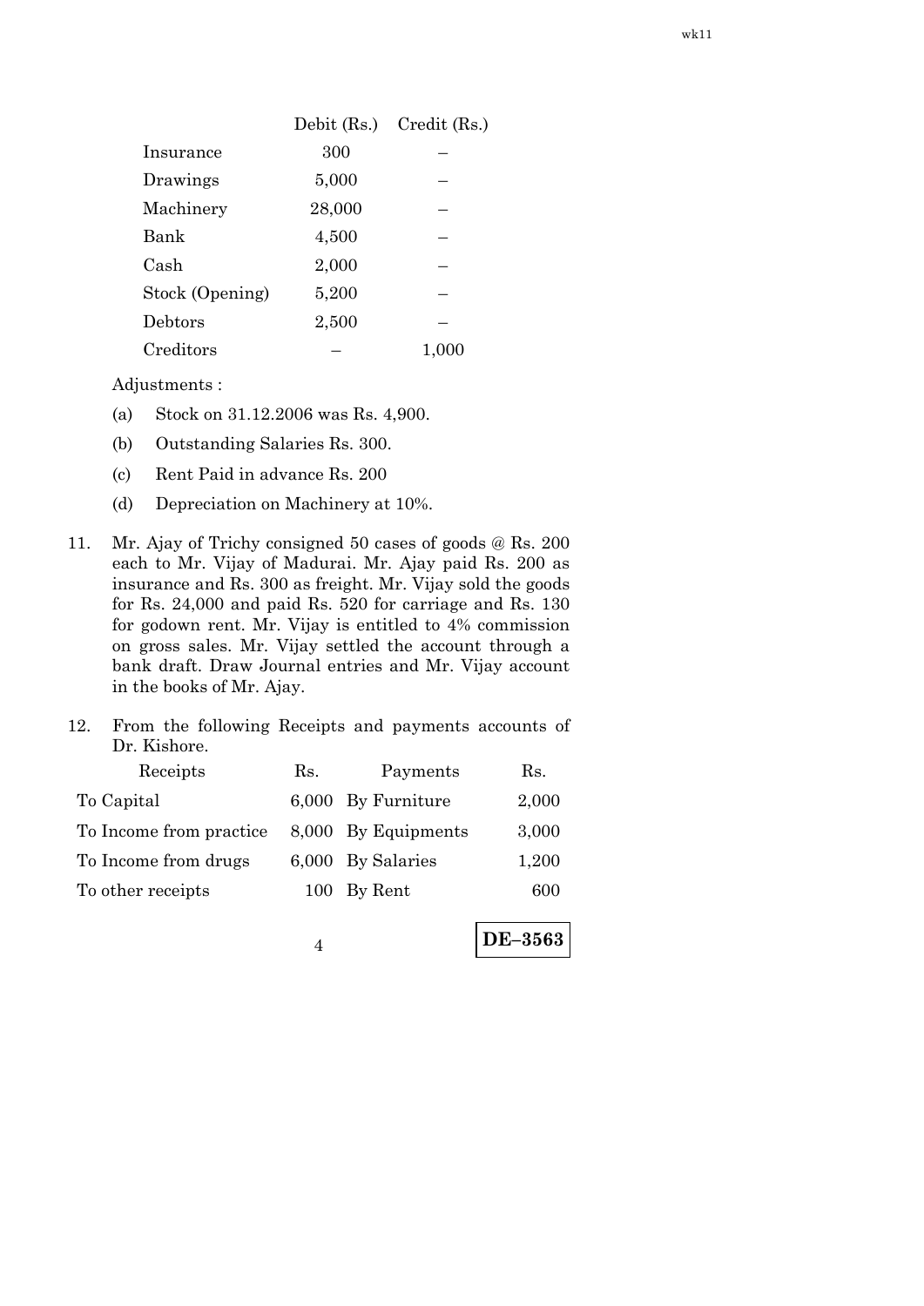| | Debit (Rs.) | Credit (Rs.) |
|---|---|---|
| Insurance | 300 | – |
| Drawings | 5,000 | – |
| Machinery | 28,000 | – |
| Bank | 4,500 | – |
| Cash | 2,000 | – |
| Stock (Opening) | 5,200 | – |
| Debtors | 2,500 | – |
| Creditors | – | 1,000 |

Adjustments :

(a) Stock on 31.12.2006 was Rs. 4,900.

(b) Outstanding Salaries Rs. 300.

(c) Rent Paid in advance Rs. 200

(d) Depreciation on Machinery at 10%.

11. Mr. Ajay of Trichy consigned 50 cases of goods @ Rs. 200 each to Mr. Vijay of Madurai. Mr. Ajay paid Rs. 200 as insurance and Rs. 300 as freight. Mr. Vijay sold the goods for Rs. 24,000 and paid Rs. 520 for carriage and Rs. 130 for godown rent. Mr. Vijay is entitled to 4% commission on gross sales. Mr. Vijay settled the account through a bank draft. Draw Journal entries and Mr. Vijay account in the books of Mr. Ajay.

12. From the following Receipts and payments accounts of Dr. Kishore.

| Receipts | Rs. | Payments | Rs. |
|---|---|---|---|
| To Capital | 6,000 | By Furniture | 2,000 |
| To Income from practice | 8,000 | By Equipments | 3,000 |
| To Income from drugs | 6,000 | By Salaries | 1,200 |
| To other receipts | 100 | By Rent | 600 |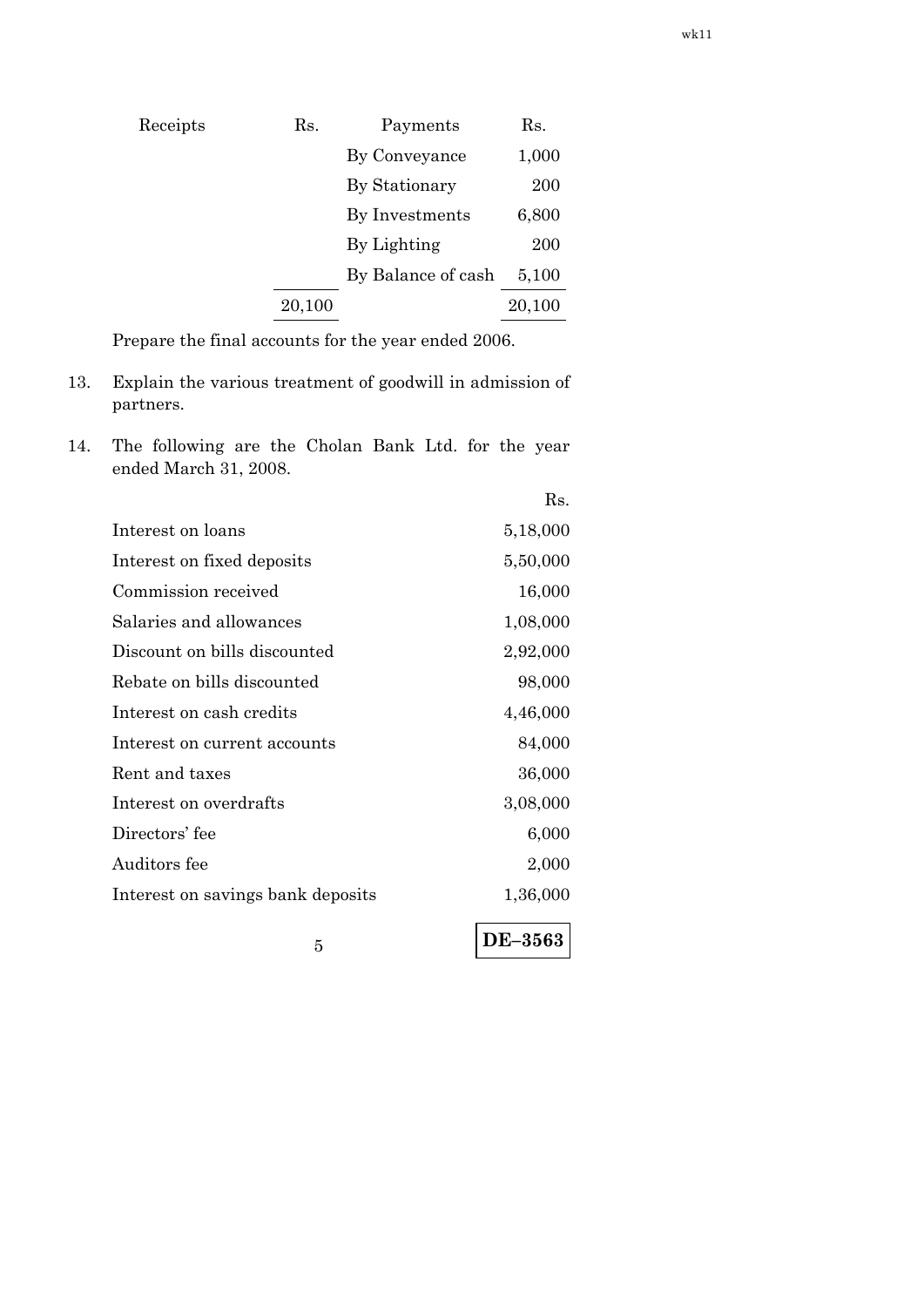| Receipts | Rs. | Payments | Rs. |
|---|---|---|---|
| | | By Conveyance | 1,000 |
| | | By Stationary | 200 |
| | | By Investments | 6,800 |
| | | By Lighting | 200 |
| | | By Balance of cash | 5,100 |
| | 20,100 | | 20,100 |

Prepare the final accounts for the year ended 2006.

13. Explain the various treatment of goodwill in admission of partners.

14. The following are the Cholan Bank Ltd. for the year ended March 31, 2008.

| | Rs. |
|---|---|
| Interest on loans | 5,18,000 |
| Interest on fixed deposits | 5,50,000 |
| Commission received | 16,000 |
| Salaries and allowances | 1,08,000 |
| Discount on bills discounted | 2,92,000 |
| Rebate on bills discounted | 98,000 |
| Interest on cash credits | 4,46,000 |
| Interest on current accounts | 84,000 |
| Rent and taxes | 36,000 |
| Interest on overdrafts | 3,08,000 |
| Directors' fee | 6,000 |
| Auditors fee | 2,000 |
| Interest on savings bank deposits | 1,36,000 |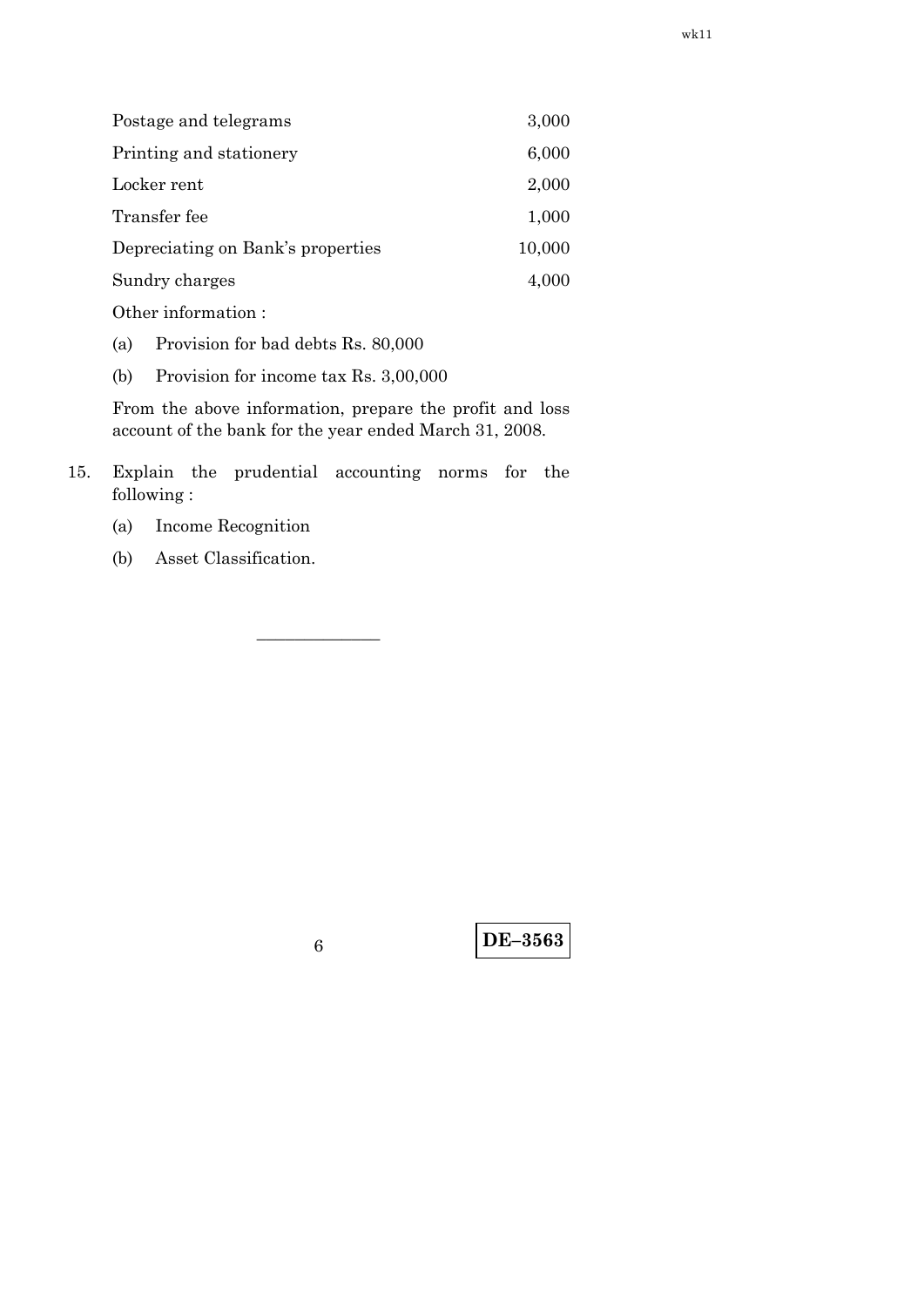| | |
|---|---|
| Postage and telegrams | 3,000 |
| Printing and stationery | 6,000 |
| Locker rent | 2,000 |
| Transfer fee | 1,000 |
| Depreciating on Bank's properties | 10,000 |
| Sundry charges | 4,000 |

Other information :

(a) Provision for bad debts Rs. 80,000

(b) Provision for income tax Rs. 3,00,000

From the above information, prepare the profit and loss account of the bank for the year ended March 31, 2008.

15. Explain the prudential accounting norms for the following :

(a) Income Recognition

(b) Asset Classification.

———————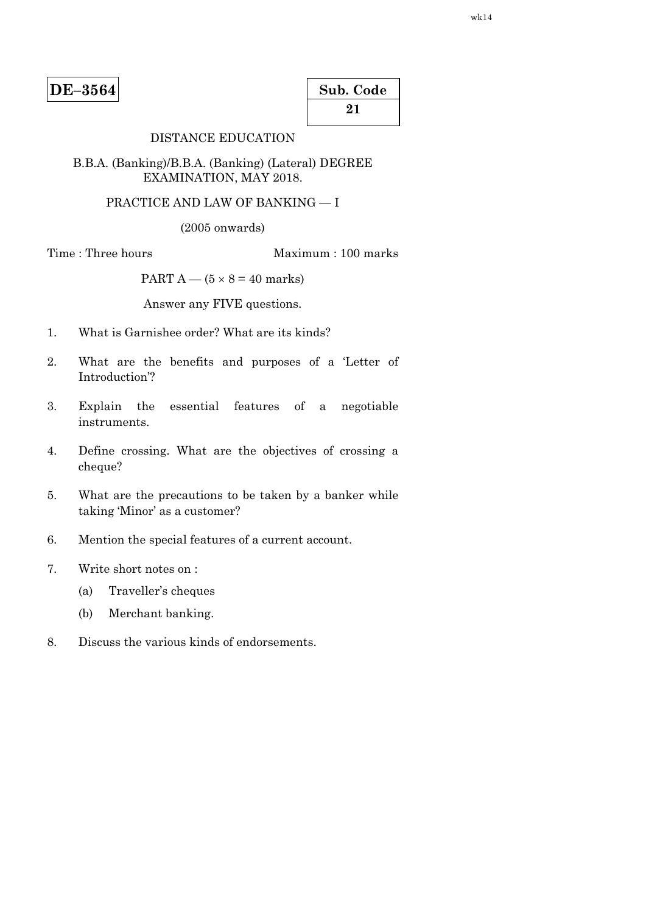**DE–3564**

**Sub. Code**
**21**

DISTANCE EDUCATION

B.B.A. (Banking)/B.B.A. (Banking) (Lateral) DEGREE EXAMINATION, MAY 2018.

PRACTICE AND LAW OF BANKING — I

(2005 onwards)

Time : Three hours Maximum : 100 marks

PART A — (5 × 8 = 40 marks)

Answer any FIVE questions.

1. What is Garnishee order? What are its kinds?

2. What are the benefits and purposes of a 'Letter of Introduction'?

3. Explain the essential features of a negotiable instruments.

4. Define crossing. What are the objectives of crossing a cheque?

5. What are the precautions to be taken by a banker while taking 'Minor' as a customer?

6. Mention the special features of a current account.

7. Write short notes on :

   (a) Traveller's cheques

   (b) Merchant banking.

8. Discuss the various kinds of endorsements.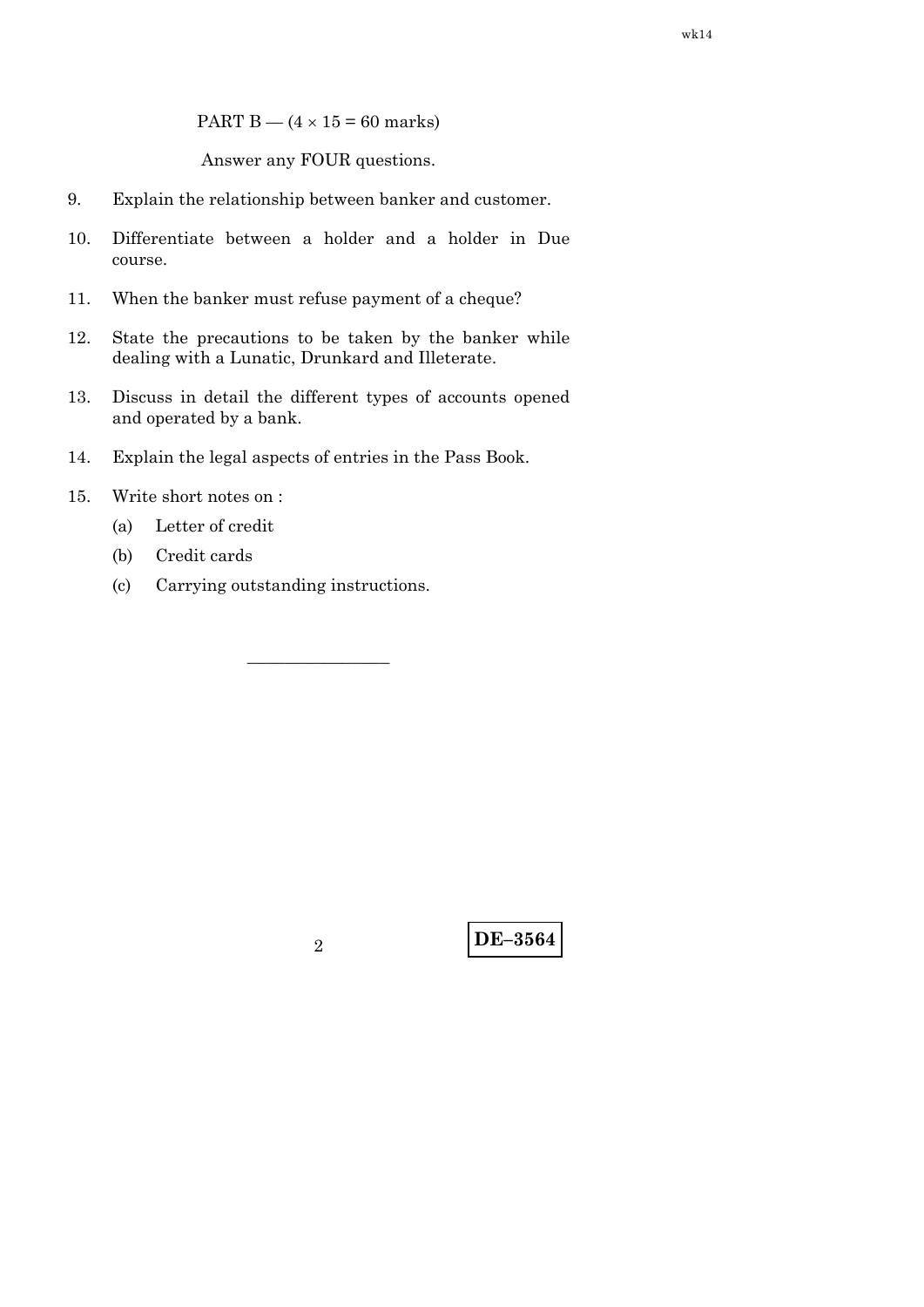PART B — (4 × 15 = 60 marks)

Answer any FOUR questions.

9. Explain the relationship between banker and customer.

10. Differentiate between a holder and a holder in Due course.

11. When the banker must refuse payment of a cheque?

12. State the precautions to be taken by the banker while dealing with a Lunatic, Drunkard and Illeterate.

13. Discuss in detail the different types of accounts opened and operated by a bank.

14. Explain the legal aspects of entries in the Pass Book.

15. Write short notes on :

    (a) Letter of credit

    (b) Credit cards

    (c) Carrying outstanding instructions.

————————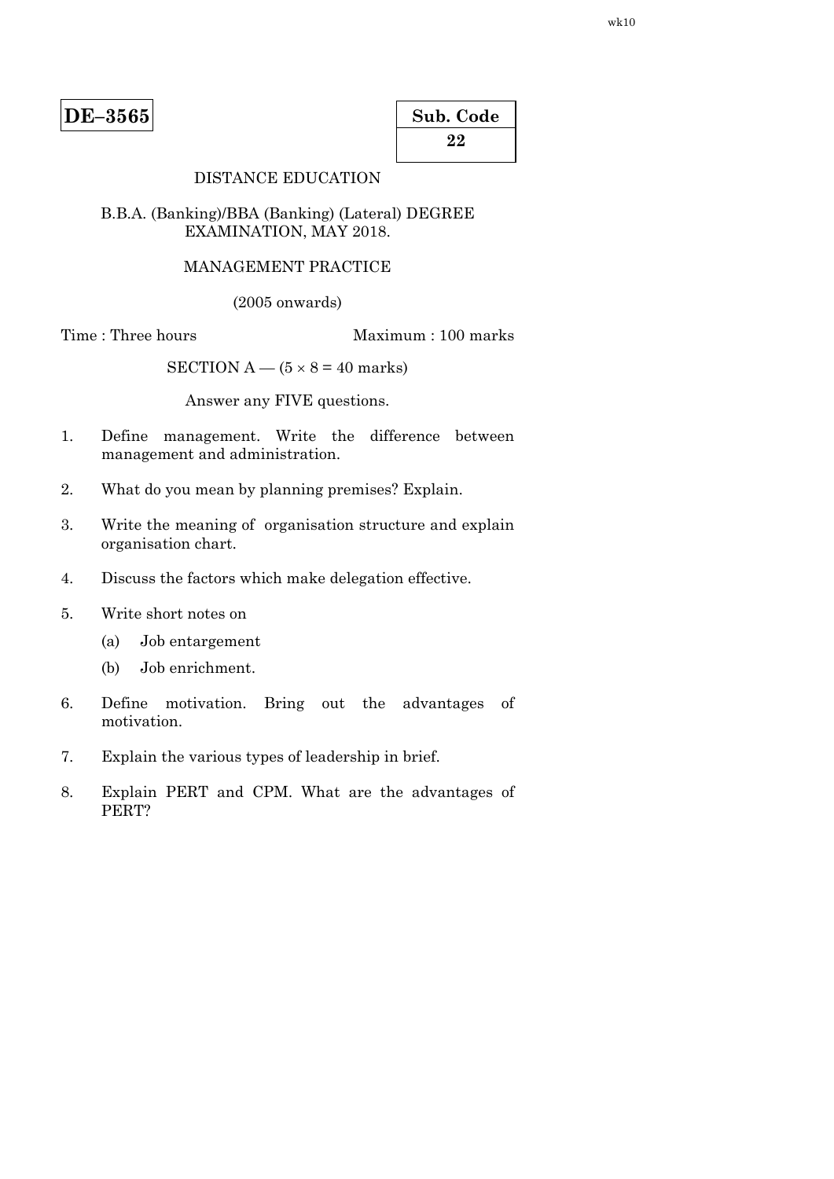**DE–3565**

**Sub. Code**
**22**

DISTANCE EDUCATION

B.B.A. (Banking)/BBA (Banking) (Lateral) DEGREE EXAMINATION, MAY 2018.

MANAGEMENT PRACTICE

(2005 onwards)

Time : Three hours　　　　　　　　Maximum : 100 marks

SECTION A — ($5 \times 8 = 40$ marks)

Answer any FIVE questions.

1. Define management. Write the difference between management and administration.

2. What do you mean by planning premises? Explain.

3. Write the meaning of organisation structure and explain organisation chart.

4. Discuss the factors which make delegation effective.

5. Write short notes on
   (a) Job entargement
   (b) Job enrichment.

6. Define motivation. Bring out the advantages of motivation.

7. Explain the various types of leadership in brief.

8. Explain PERT and CPM. What are the advantages of PERT?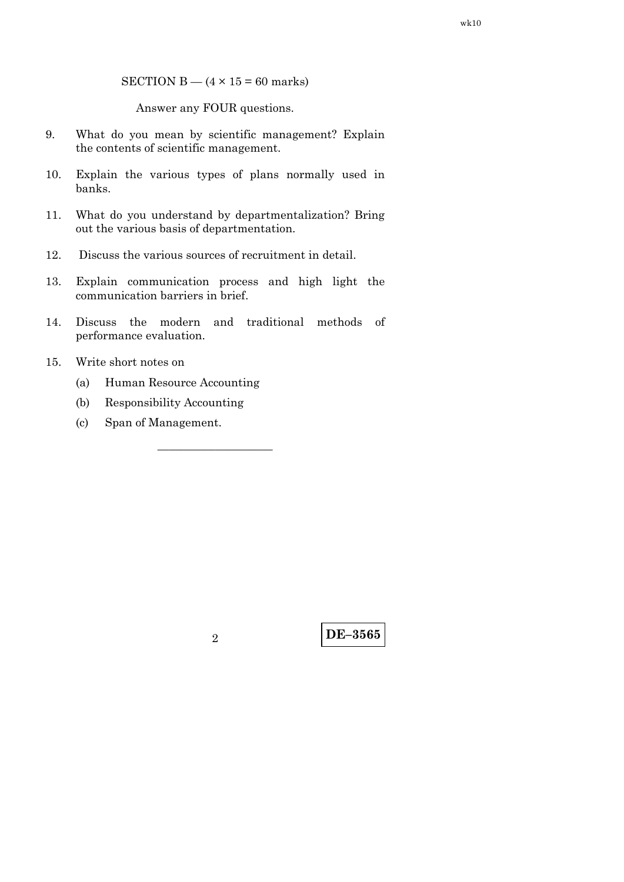SECTION B — (4 × 15 = 60 marks)

Answer any FOUR questions.

9. What do you mean by scientific management? Explain the contents of scientific management.

10. Explain the various types of plans normally used in banks.

11. What do you understand by departmentalization? Bring out the various basis of departmentation.

12. Discuss the various sources of recruitment in detail.

13. Explain communication process and high light the communication barriers in brief.

14. Discuss the modern and traditional methods of performance evaluation.

15. Write short notes on

    (a) Human Resource Accounting

    (b) Responsibility Accounting

    (c) Span of Management.

———————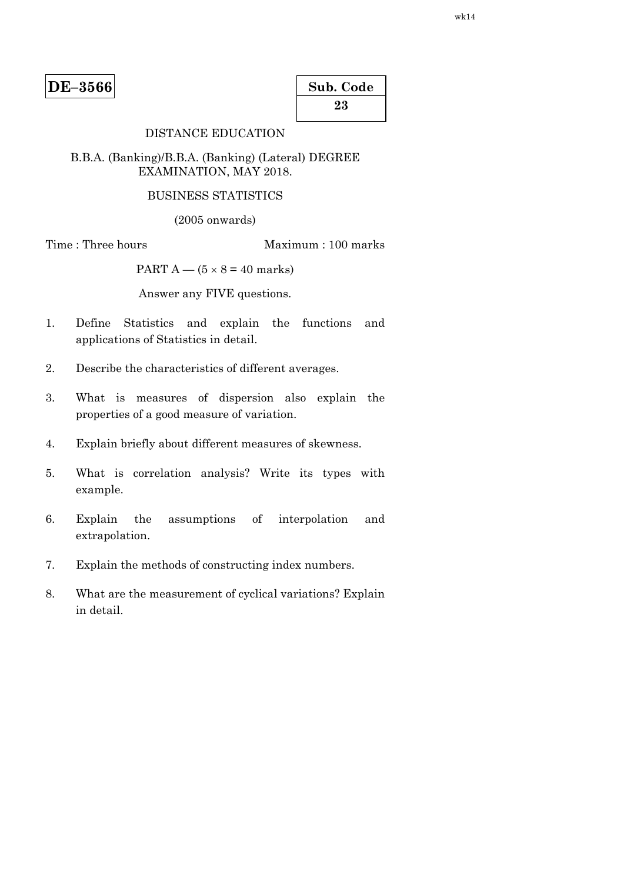**DE–3566**

| Sub. Code |
|---|
| **23** |

DISTANCE EDUCATION

B.B.A. (Banking)/B.B.A. (Banking) (Lateral) DEGREE EXAMINATION, MAY 2018.

BUSINESS STATISTICS

(2005 onwards)

Time : Three hours Maximum : 100 marks

PART A — ($5 \times 8 = 40$ marks)

Answer any FIVE questions.

1. Define Statistics and explain the functions and applications of Statistics in detail.

2. Describe the characteristics of different averages.

3. What is measures of dispersion also explain the properties of a good measure of variation.

4. Explain briefly about different measures of skewness.

5. What is correlation analysis? Write its types with example.

6. Explain the assumptions of interpolation and extrapolation.

7. Explain the methods of constructing index numbers.

8. What are the measurement of cyclical variations? Explain in detail.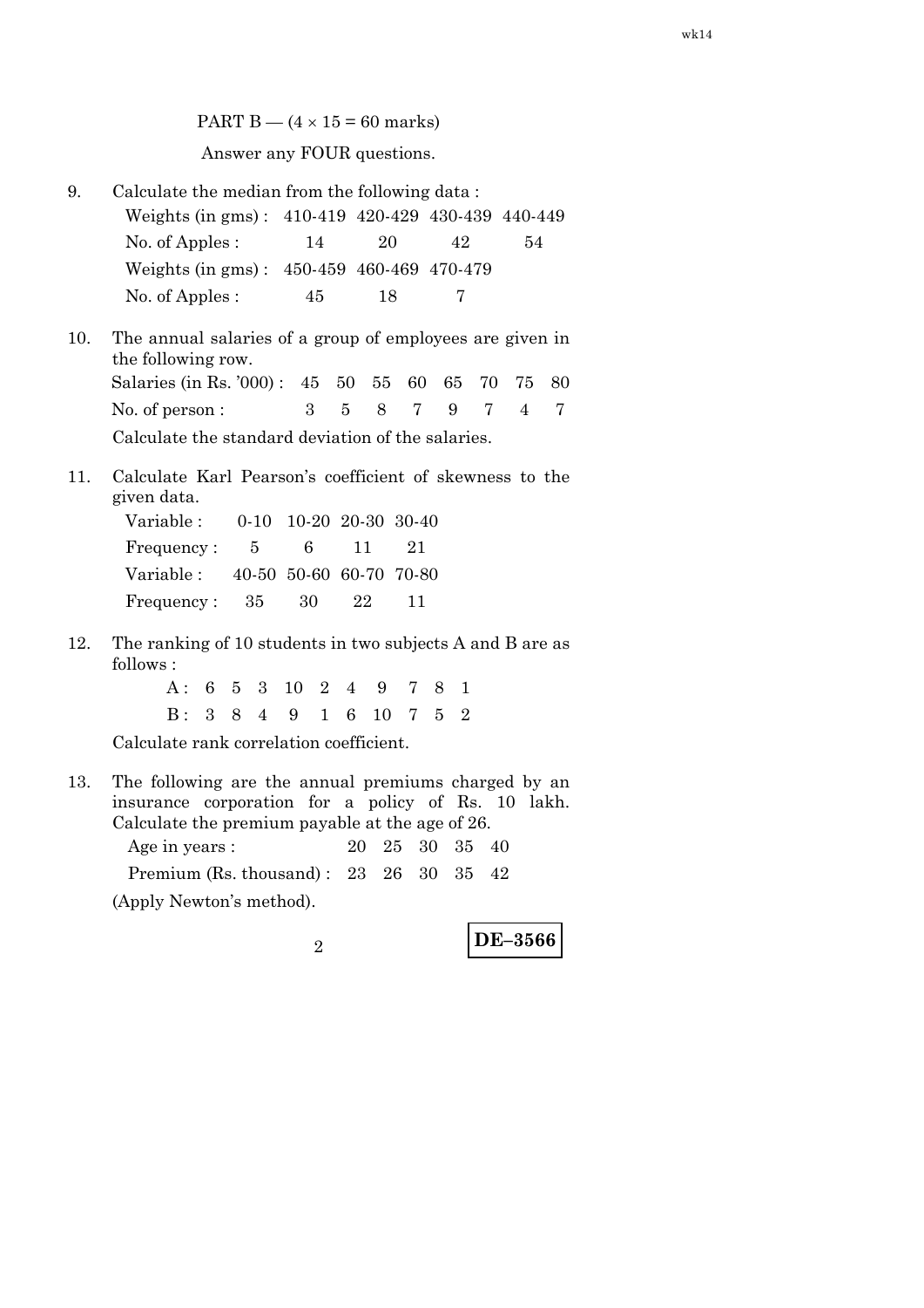PART B — ($4 \times 15 = 60$ marks)

Answer any FOUR questions.

9. Calculate the median from the following data :

| Weights (in gms) : | 410-419 | 420-429 | 430-439 | 440-449 |
|---|---|---|---|---|
| No. of Apples : | 14 | 20 | 42 | 54 |
| Weights (in gms) : | 450-459 | 460-469 | 470-479 | |
| No. of Apples : | 45 | 18 | 7 | |

10. The annual salaries of a group of employees are given in the following row.

| Salaries (in Rs. '000) : | 45 | 50 | 55 | 60 | 65 | 70 | 75 | 80 |
|---|---|---|---|---|---|---|---|---|
| No. of person : | 3 | 5 | 8 | 7 | 9 | 7 | 4 | 7 |

Calculate the standard deviation of the salaries.

11. Calculate Karl Pearson's coefficient of skewness to the given data.

| Variable : | 0-10 | 10-20 | 20-30 | 30-40 |
|---|---|---|---|---|
| Frequency : | 5 | 6 | 11 | 21 |
| Variable : | 40-50 | 50-60 | 60-70 | 70-80 |
| Frequency : | 35 | 30 | 22 | 11 |

12. The ranking of 10 students in two subjects A and B are as follows :

| A : | 6 | 5 | 3 | 10 | 2 | 4 | 9 | 7 | 8 | 1 |
|---|---|---|---|---|---|---|---|---|---|---|
| B : | 3 | 8 | 4 | 9 | 1 | 6 | 10 | 7 | 5 | 2 |

Calculate rank correlation coefficient.

13. The following are the annual premiums charged by an insurance corporation for a policy of Rs. 10 lakh. Calculate the premium payable at the age of 26.

| Age in years : | 20 | 25 | 30 | 35 | 40 |
|---|---|---|---|---|---|
| Premium (Rs. thousand) : | 23 | 26 | 30 | 35 | 42 |

(Apply Newton's method).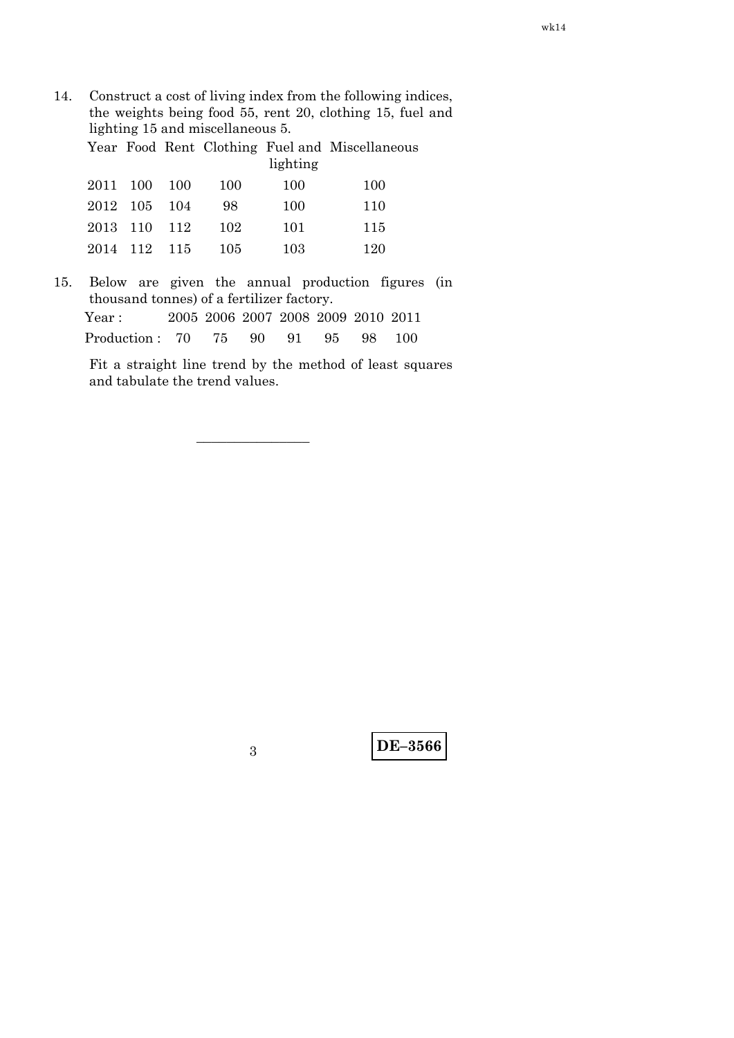14. Construct a cost of living index from the following indices, the weights being food 55, rent 20, clothing 15, fuel and lighting 15 and miscellaneous 5.

| Year | Food | Rent | Clothing | Fuel and lighting | Miscellaneous |
|---|---|---|---|---|---|
| 2011 | 100 | 100 | 100 | 100 | 100 |
| 2012 | 105 | 104 | 98 | 100 | 110 |
| 2013 | 110 | 112 | 102 | 101 | 115 |
| 2014 | 112 | 115 | 105 | 103 | 120 |

15. Below are given the annual production figures (in thousand tonnes) of a fertilizer factory.

| Year : | 2005 | 2006 | 2007 | 2008 | 2009 | 2010 | 2011 |
|---|---|---|---|---|---|---|---|
| Production : | 70 | 75 | 90 | 91 | 95 | 98 | 100 |

Fit a straight line trend by the method of least squares and tabulate the trend values.

————————

**DE–3566**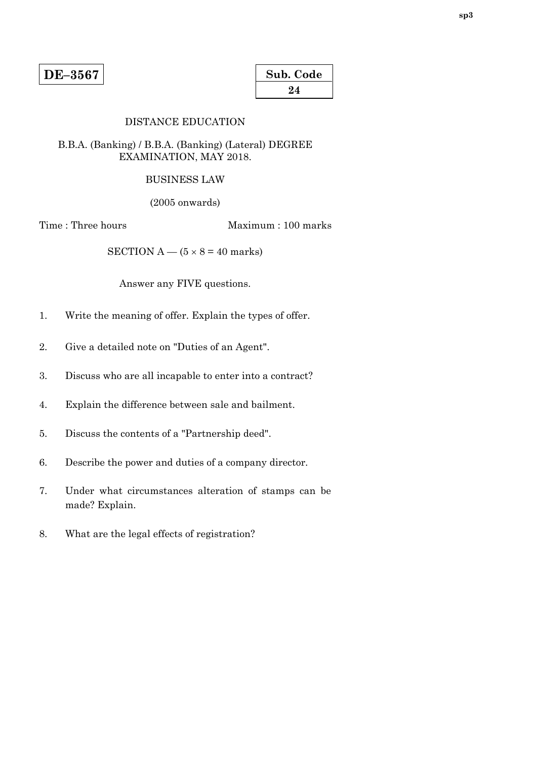**DE–3567**

| Sub. Code |
|---|
| 24 |

DISTANCE EDUCATION

B.B.A. (Banking) / B.B.A. (Banking) (Lateral) DEGREE EXAMINATION, MAY 2018.

BUSINESS LAW

(2005 onwards)

Time : Three hours Maximum : 100 marks

SECTION A — ($5 \times 8 = 40$ marks)

Answer any FIVE questions.

1. Write the meaning of offer. Explain the types of offer.

2. Give a detailed note on "Duties of an Agent".

3. Discuss who are all incapable to enter into a contract?

4. Explain the difference between sale and bailment.

5. Discuss the contents of a "Partnership deed".

6. Describe the power and duties of a company director.

7. Under what circumstances alteration of stamps can be made? Explain.

8. What are the legal effects of registration?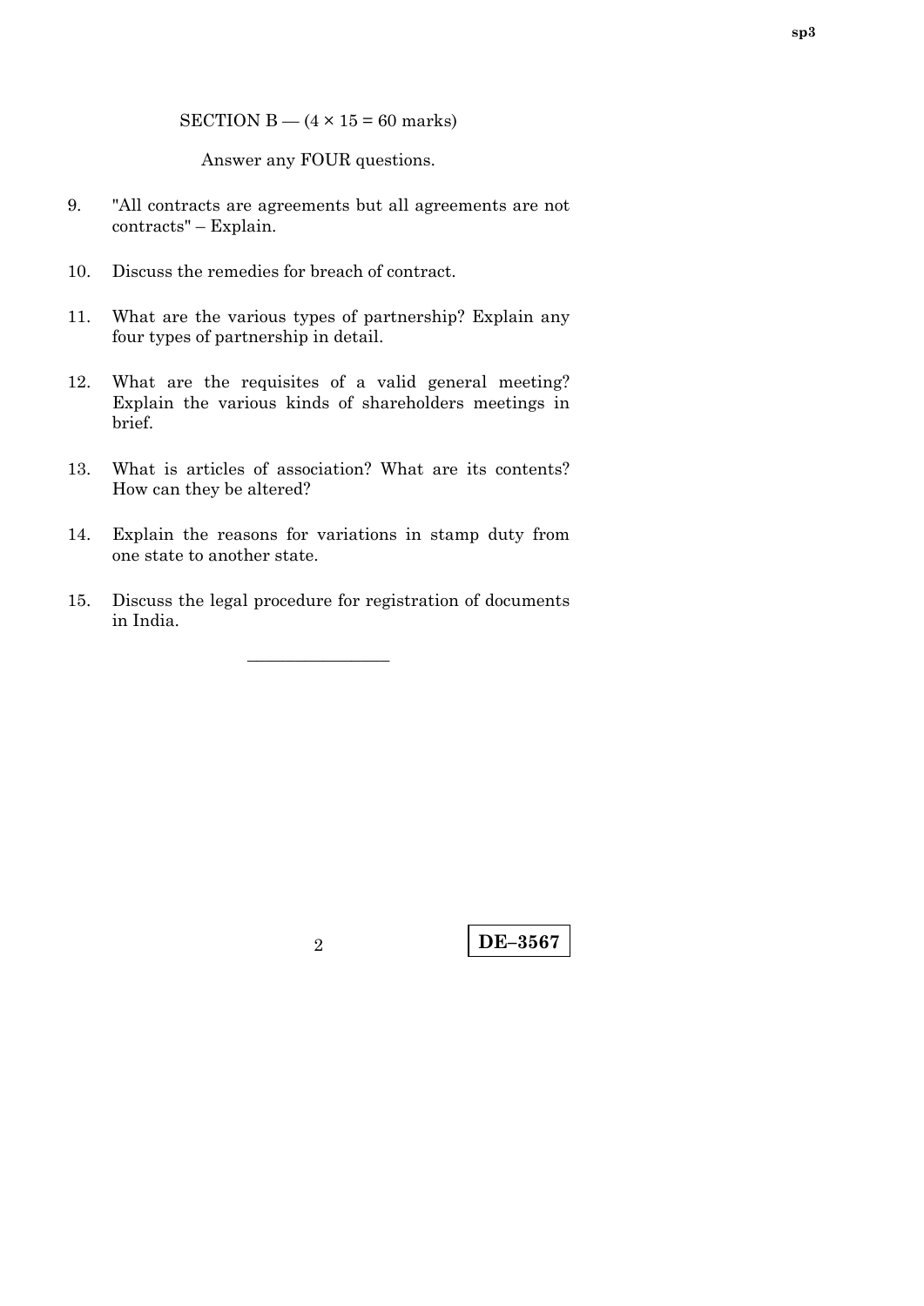SECTION B — (4 × 15 = 60 marks)

Answer any FOUR questions.

9. "All contracts are agreements but all agreements are not contracts" – Explain.

10. Discuss the remedies for breach of contract.

11. What are the various types of partnership? Explain any four types of partnership in detail.

12. What are the requisites of a valid general meeting? Explain the various kinds of shareholders meetings in brief.

13. What is articles of association? What are its contents? How can they be altered?

14. Explain the reasons for variations in stamp duty from one state to another state.

15. Discuss the legal procedure for registration of documents in India.

————————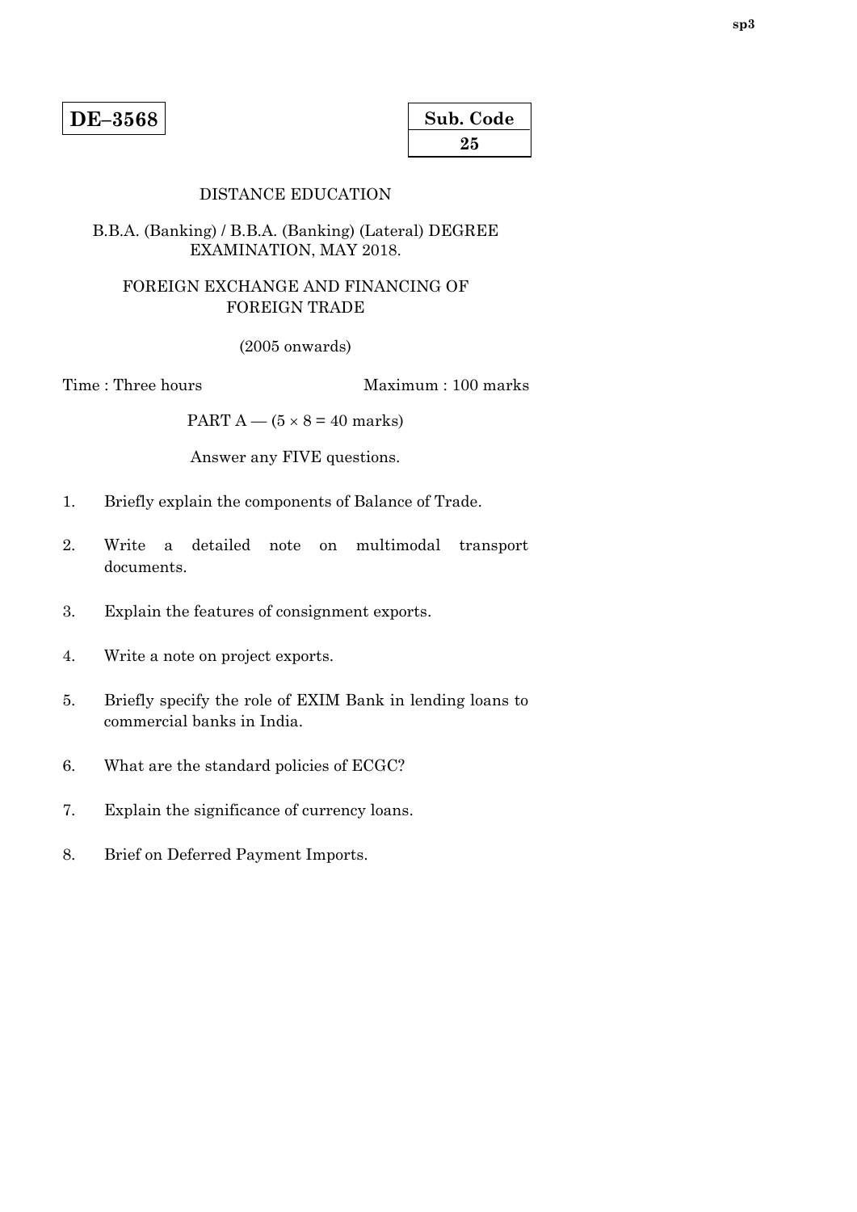**DE–3568**

| Sub. Code |
|---|
| 25 |

DISTANCE EDUCATION

B.B.A. (Banking) / B.B.A. (Banking) (Lateral) DEGREE EXAMINATION, MAY 2018.

FOREIGN EXCHANGE AND FINANCING OF FOREIGN TRADE

(2005 onwards)

Time : Three hours Maximum : 100 marks

PART A — ($5 \times 8 = 40$ marks)

Answer any FIVE questions.

1. Briefly explain the components of Balance of Trade.
2. Write a detailed note on multimodal transport documents.
3. Explain the features of consignment exports.
4. Write a note on project exports.
5. Briefly specify the role of EXIM Bank in lending loans to commercial banks in India.
6. What are the standard policies of ECGC?
7. Explain the significance of currency loans.
8. Brief on Deferred Payment Imports.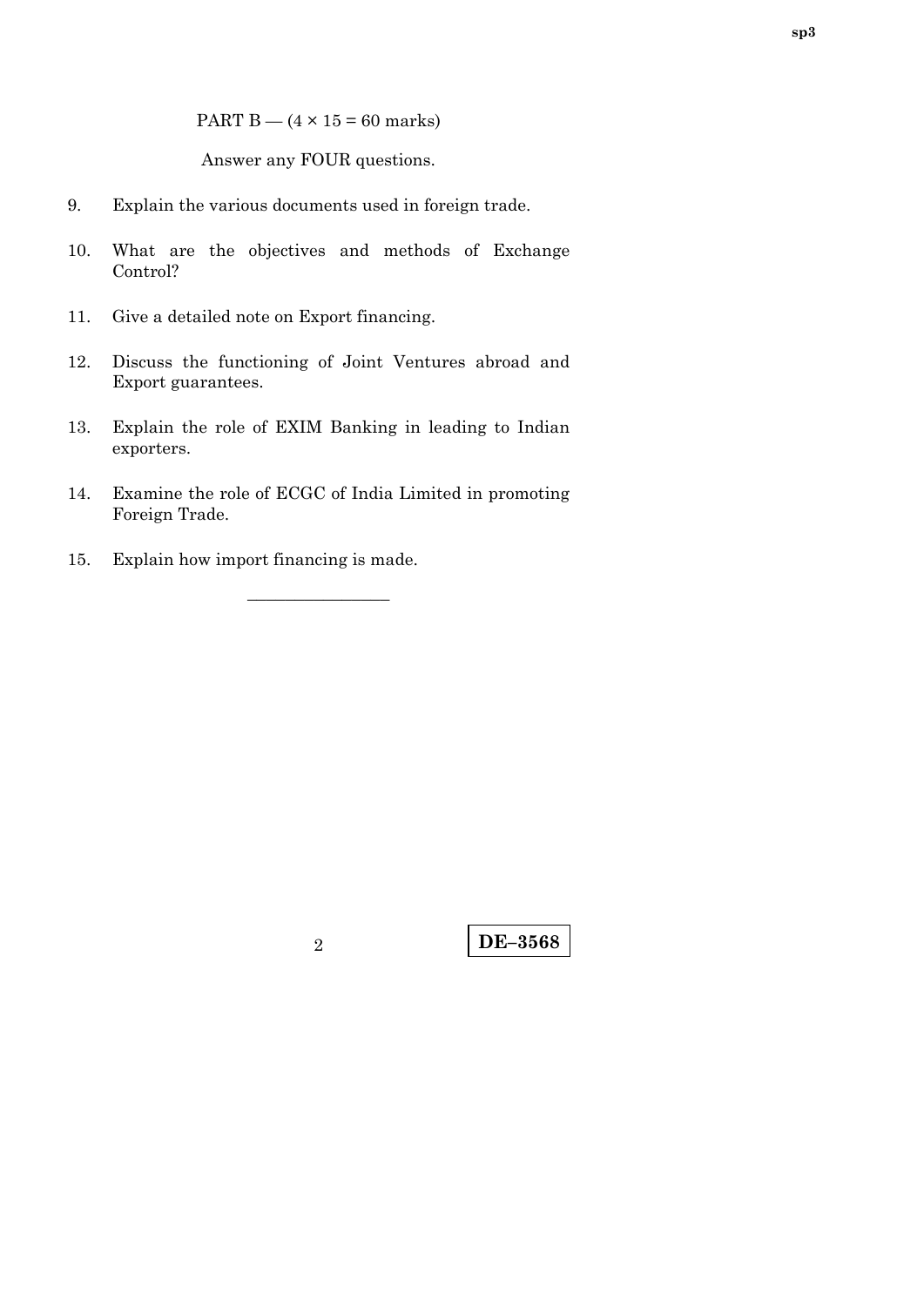PART B — (4 × 15 = 60 marks)

Answer any FOUR questions.

9. Explain the various documents used in foreign trade.

10. What are the objectives and methods of Exchange Control?

11. Give a detailed note on Export financing.

12. Discuss the functioning of Joint Ventures abroad and Export guarantees.

13. Explain the role of EXIM Banking in leading to Indian exporters.

14. Examine the role of ECGC of India Limited in promoting Foreign Trade.

15. Explain how import financing is made.

————————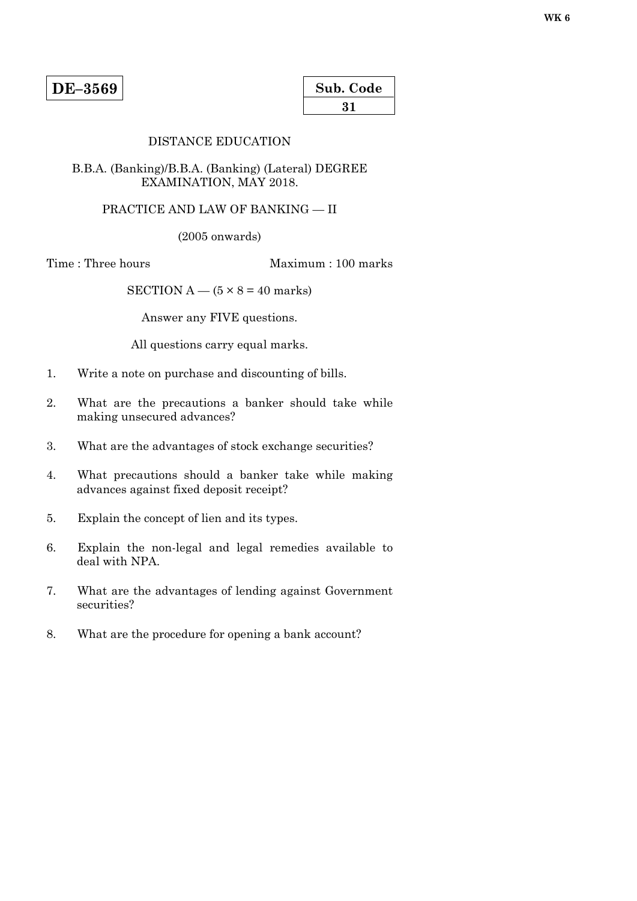**DE–3569**

| Sub. Code |
|---|
| 31 |

DISTANCE EDUCATION

B.B.A. (Banking)/B.B.A. (Banking) (Lateral) DEGREE EXAMINATION, MAY 2018.

PRACTICE AND LAW OF BANKING — II

(2005 onwards)

Time : Three hours Maximum : 100 marks

SECTION A — ($5 \times 8 = 40$ marks)

Answer any FIVE questions.

All questions carry equal marks.

1. Write a note on purchase and discounting of bills.

2. What are the precautions a banker should take while making unsecured advances?

3. What are the advantages of stock exchange securities?

4. What precautions should a banker take while making advances against fixed deposit receipt?

5. Explain the concept of lien and its types.

6. Explain the non-legal and legal remedies available to deal with NPA.

7. What are the advantages of lending against Government securities?

8. What are the procedure for opening a bank account?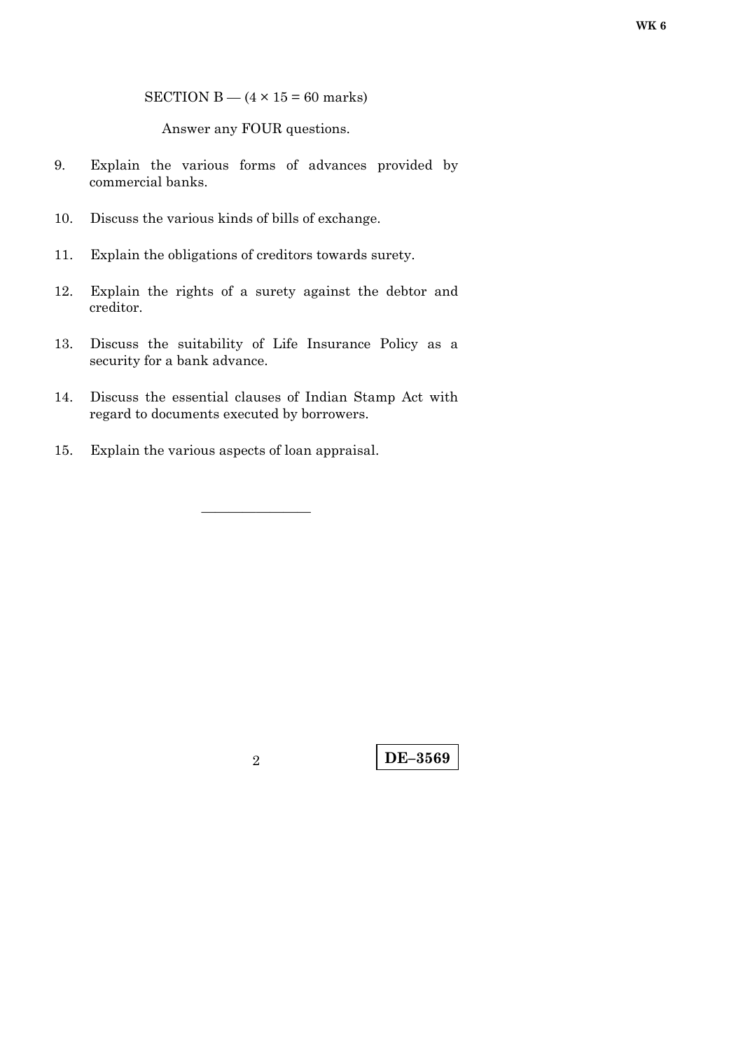SECTION B — (4 × 15 = 60 marks)

Answer any FOUR questions.

9. Explain the various forms of advances provided by commercial banks.

10. Discuss the various kinds of bills of exchange.

11. Explain the obligations of creditors towards surety.

12. Explain the rights of a surety against the debtor and creditor.

13. Discuss the suitability of Life Insurance Policy as a security for a bank advance.

14. Discuss the essential clauses of Indian Stamp Act with regard to documents executed by borrowers.

15. Explain the various aspects of loan appraisal.

———————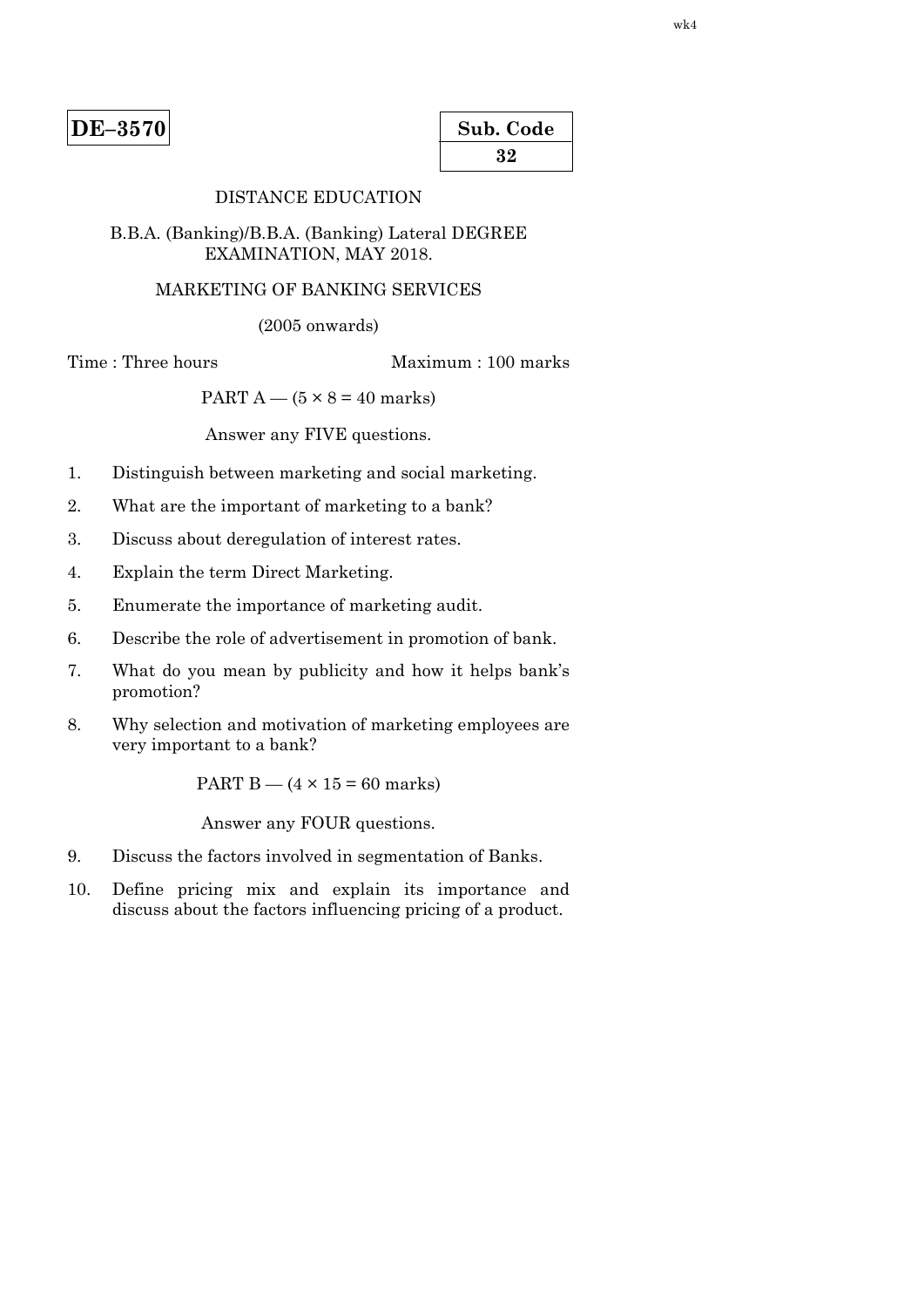**DE–3570**

**Sub. Code**
**32**

DISTANCE EDUCATION

B.B.A. (Banking)/B.B.A. (Banking) Lateral DEGREE EXAMINATION, MAY 2018.

MARKETING OF BANKING SERVICES

(2005 onwards)

Time : Three hours — Maximum : 100 marks

PART A — ($5 \times 8 = 40$ marks)

Answer any FIVE questions.

1. Distinguish between marketing and social marketing.
2. What are the important of marketing to a bank?
3. Discuss about deregulation of interest rates.
4. Explain the term Direct Marketing.
5. Enumerate the importance of marketing audit.
6. Describe the role of advertisement in promotion of bank.
7. What do you mean by publicity and how it helps bank's promotion?
8. Why selection and motivation of marketing employees are very important to a bank?

PART B — ($4 \times 15 = 60$ marks)

Answer any FOUR questions.

9. Discuss the factors involved in segmentation of Banks.
10. Define pricing mix and explain its importance and discuss about the factors influencing pricing of a product.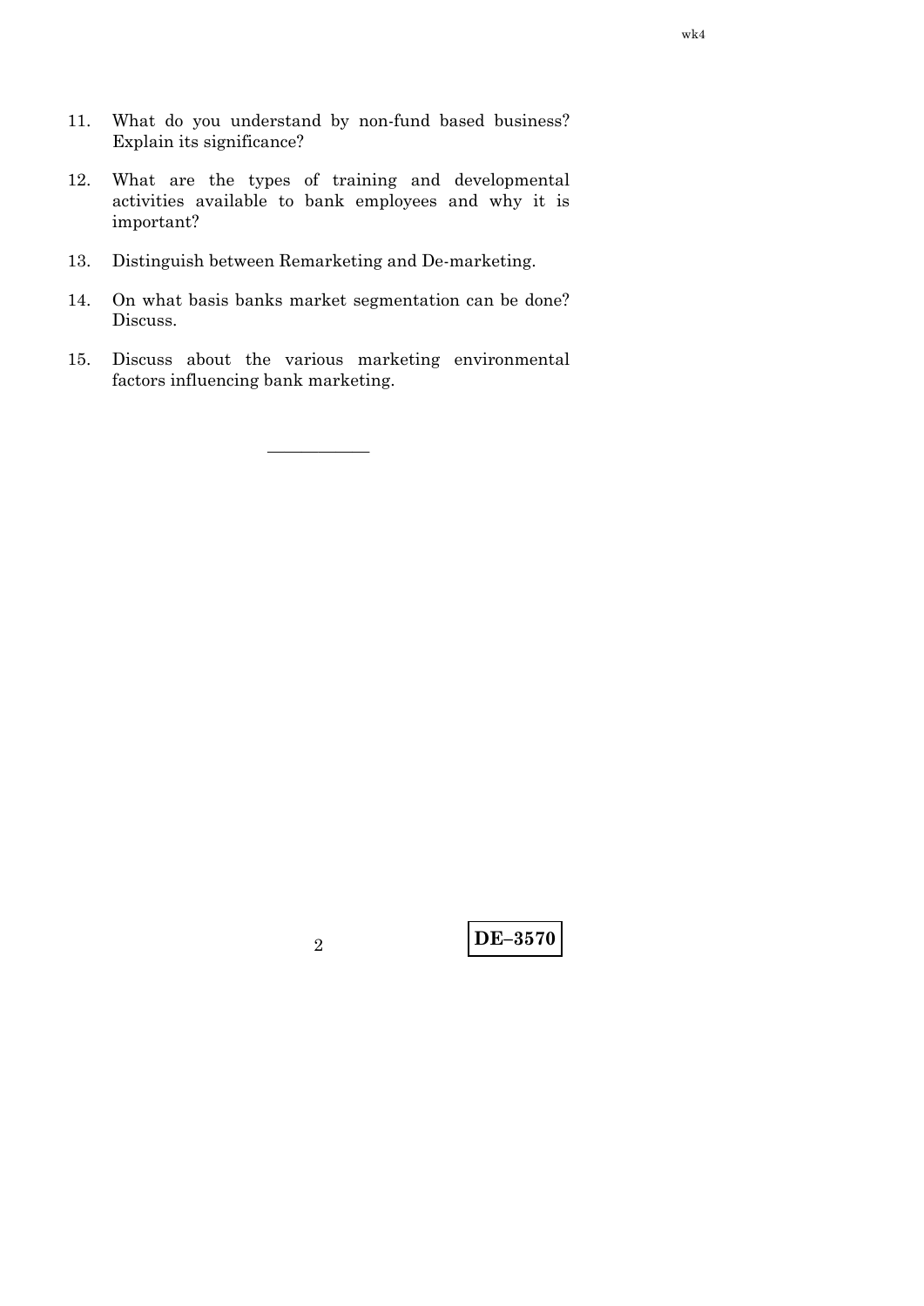11. What do you understand by non-fund based business? Explain its significance?

12. What are the types of training and developmental activities available to bank employees and why it is important?

13. Distinguish between Remarketing and De-marketing.

14. On what basis banks market segmentation can be done? Discuss.

15. Discuss about the various marketing environmental factors influencing bank marketing.

———————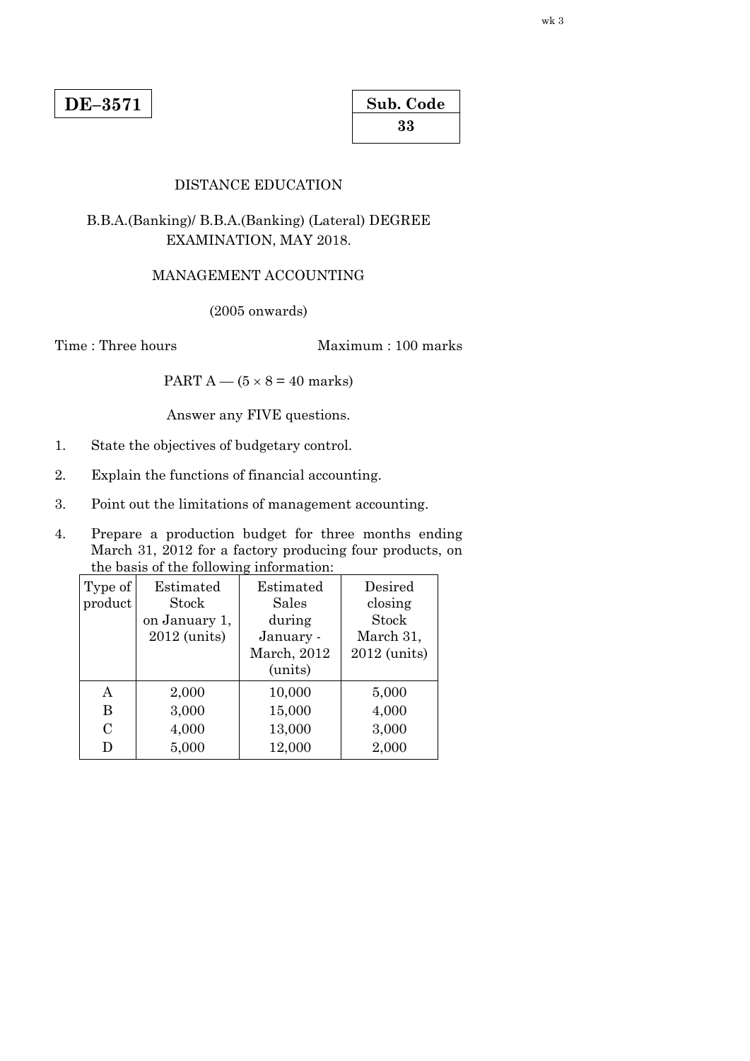**DE–3571**

| Sub. Code |
|---|
| 33 |

DISTANCE EDUCATION

B.B.A.(Banking)/ B.B.A.(Banking) (Lateral) DEGREE EXAMINATION, MAY 2018.

MANAGEMENT ACCOUNTING

(2005 onwards)

Time : Three hours Maximum : 100 marks

PART A — (5 × 8 = 40 marks)

Answer any FIVE questions.

1. State the objectives of budgetary control.

2. Explain the functions of financial accounting.

3. Point out the limitations of management accounting.

4. Prepare a production budget for three months ending March 31, 2012 for a factory producing four products, on the basis of the following information:

| Type of product | Estimated Stock on January 1, 2012 (units) | Estimated Sales during January - March, 2012 (units) | Desired closing Stock March 31, 2012 (units) |
|---|---|---|---|
| A | 2,000 | 10,000 | 5,000 |
| B | 3,000 | 15,000 | 4,000 |
| C | 4,000 | 13,000 | 3,000 |
| D | 5,000 | 12,000 | 2,000 |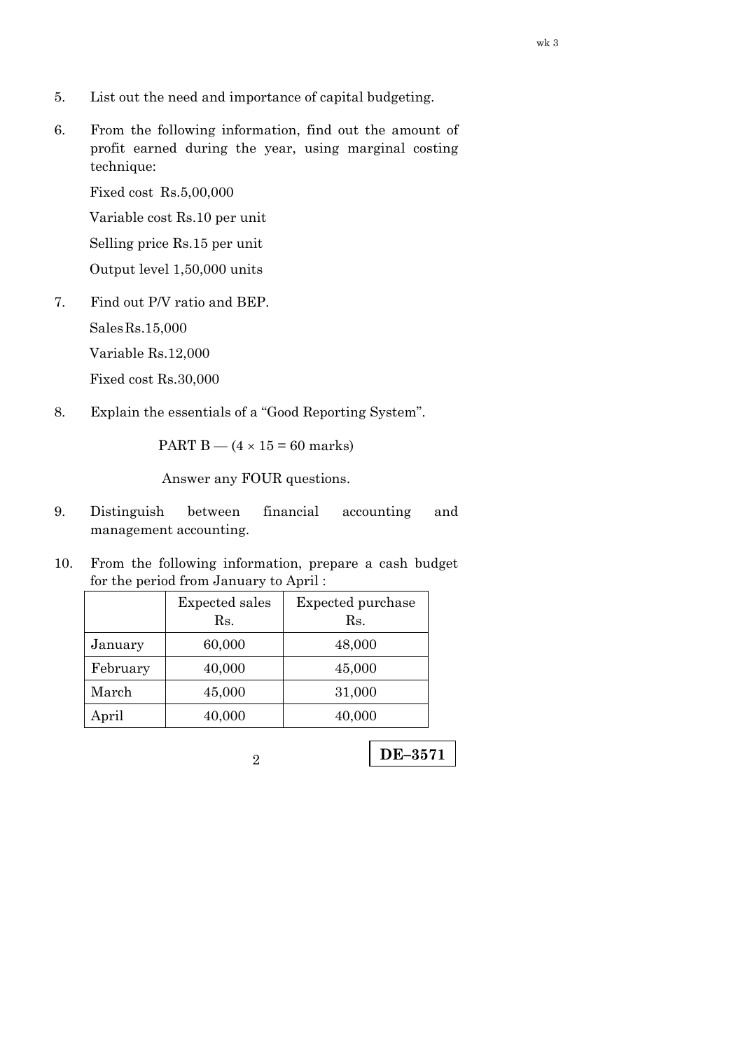5. List out the need and importance of capital budgeting.

6. From the following information, find out the amount of profit earned during the year, using marginal costing technique:

   Fixed cost Rs.5,00,000

   Variable cost Rs.10 per unit

   Selling price Rs.15 per unit

   Output level 1,50,000 units

7. Find out P/V ratio and BEP.

   Sales Rs.15,000

   Variable Rs.12,000

   Fixed cost Rs.30,000

8. Explain the essentials of a "Good Reporting System".

PART B — (4 × 15 = 60 marks)

Answer any FOUR questions.

9. Distinguish between financial accounting and management accounting.

10. From the following information, prepare a cash budget for the period from January to April :

| | Expected sales Rs. | Expected purchase Rs. |
|---|---|---|
| January | 60,000 | 48,000 |
| February | 40,000 | 45,000 |
| March | 45,000 | 31,000 |
| April | 40,000 | 40,000 |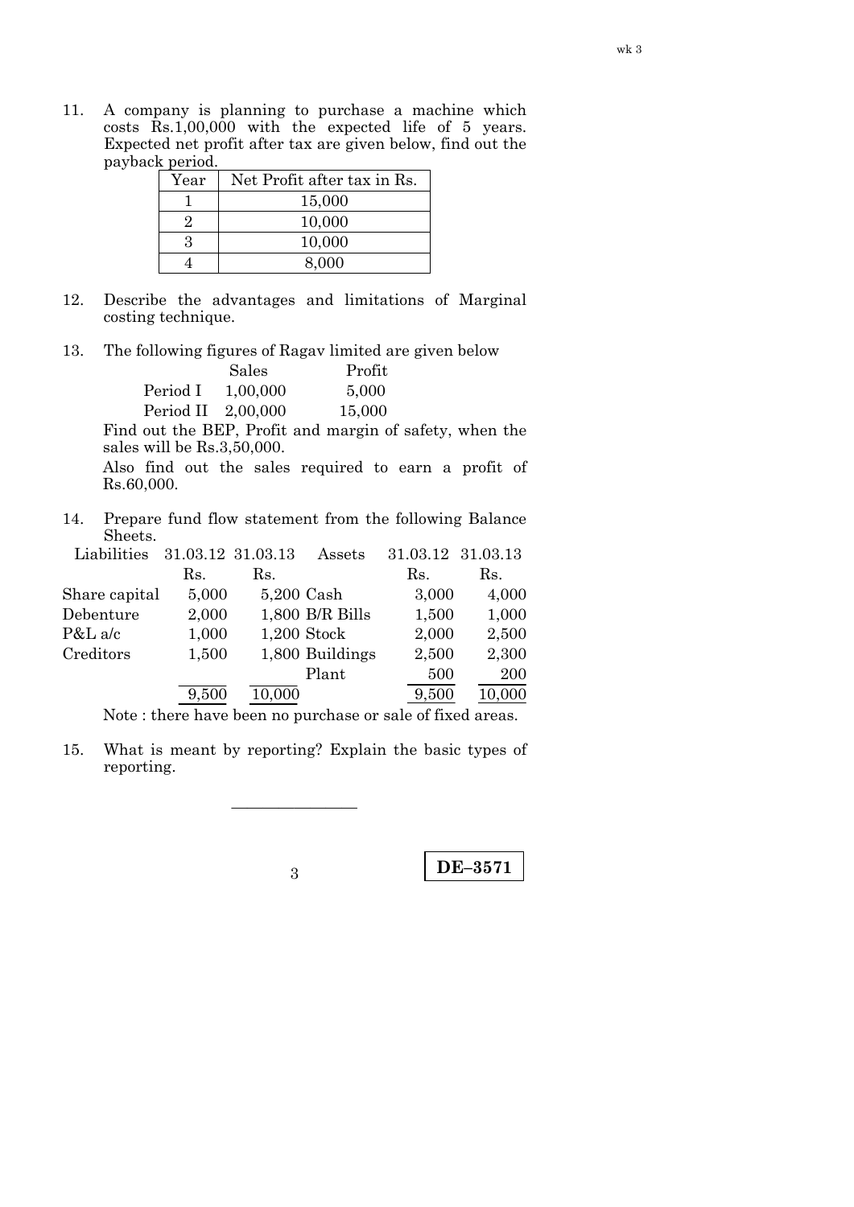11. A company is planning to purchase a machine which costs Rs.1,00,000 with the expected life of 5 years. Expected net profit after tax are given below, find out the payback period.

| Year | Net Profit after tax in Rs. |
|---|---|
| 1 | 15,000 |
| 2 | 10,000 |
| 3 | 10,000 |
| 4 | 8,000 |

12. Describe the advantages and limitations of Marginal costing technique.

13. The following figures of Ragav limited are given below

| | Sales | Profit |
|---|---|---|
| Period I | 1,00,000 | 5,000 |
| Period II | 2,00,000 | 15,000 |

Find out the BEP, Profit and margin of safety, when the sales will be Rs.3,50,000.

Also find out the sales required to earn a profit of Rs.60,000.

14. Prepare fund flow statement from the following Balance Sheets.

| Liabilities | 31.03.12 | 31.03.13 | Assets | 31.03.12 | 31.03.13 |
|---|---|---|---|---|---|
| | Rs. | Rs. | | Rs. | Rs. |
| Share capital | 5,000 | 5,200 | Cash | 3,000 | 4,000 |
| Debenture | 2,000 | 1,800 | B/R Bills | 1,500 | 1,000 |
| P&L a/c | 1,000 | 1,200 | Stock | 2,000 | 2,500 |
| Creditors | 1,500 | 1,800 | Buildings | 2,500 | 2,300 |
| | | | Plant | 500 | 200 |
| | 9,500 | 10,000 | | 9,500 | 10,000 |

Note : there have been no purchase or sale of fixed areas.

15. What is meant by reporting? Explain the basic types of reporting.

---

DE–3571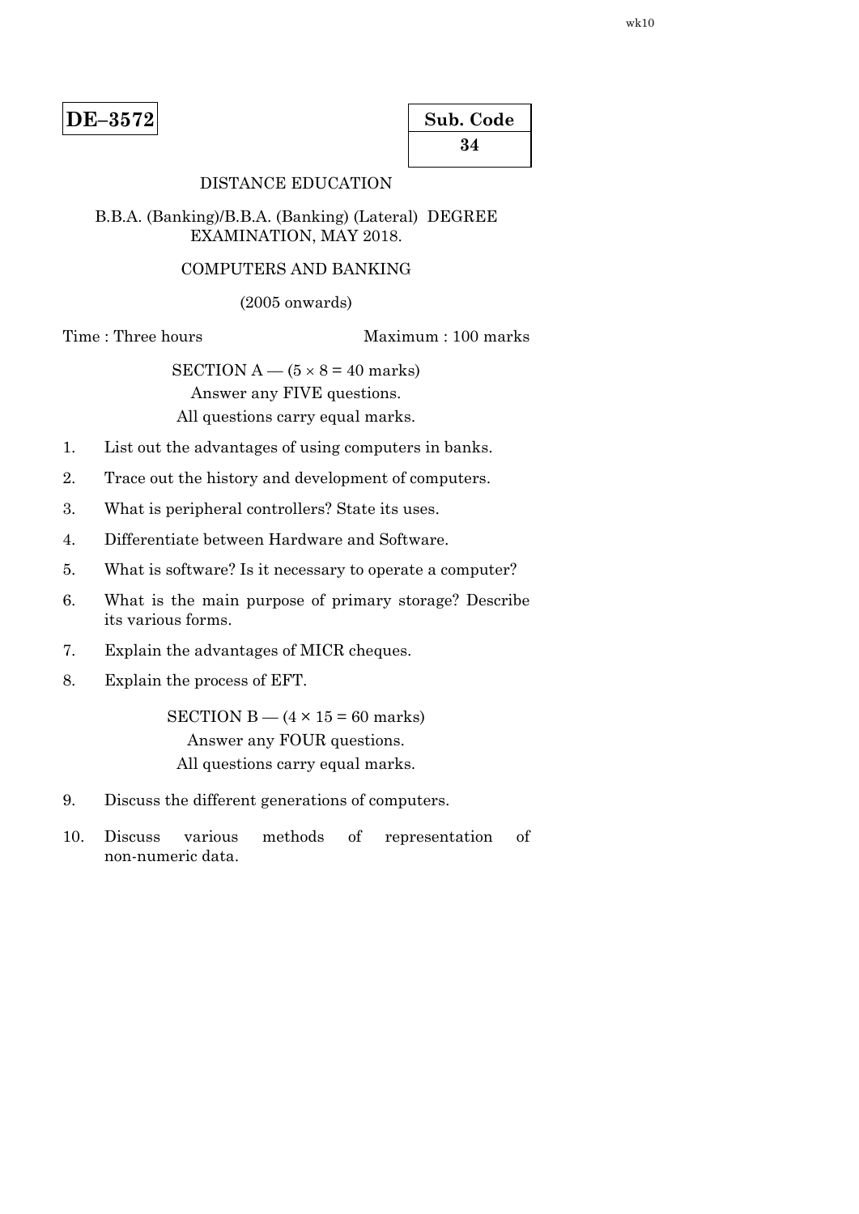**DE–3572**

| Sub. Code |
|---|
| 34 |

DISTANCE EDUCATION

B.B.A. (Banking)/B.B.A. (Banking) (Lateral) DEGREE EXAMINATION, MAY 2018.

COMPUTERS AND BANKING

(2005 onwards)

Time : Three hours Maximum : 100 marks

SECTION A — ($5 \times 8 = 40$ marks)

Answer any FIVE questions.

All questions carry equal marks.

1. List out the advantages of using computers in banks.

2. Trace out the history and development of computers.

3. What is peripheral controllers? State its uses.

4. Differentiate between Hardware and Software.

5. What is software? Is it necessary to operate a computer?

6. What is the main purpose of primary storage? Describe its various forms.

7. Explain the advantages of MICR cheques.

8. Explain the process of EFT.

SECTION B — ($4 \times 15 = 60$ marks)

Answer any FOUR questions.

All questions carry equal marks.

9. Discuss the different generations of computers.

10. Discuss various methods of representation of non-numeric data.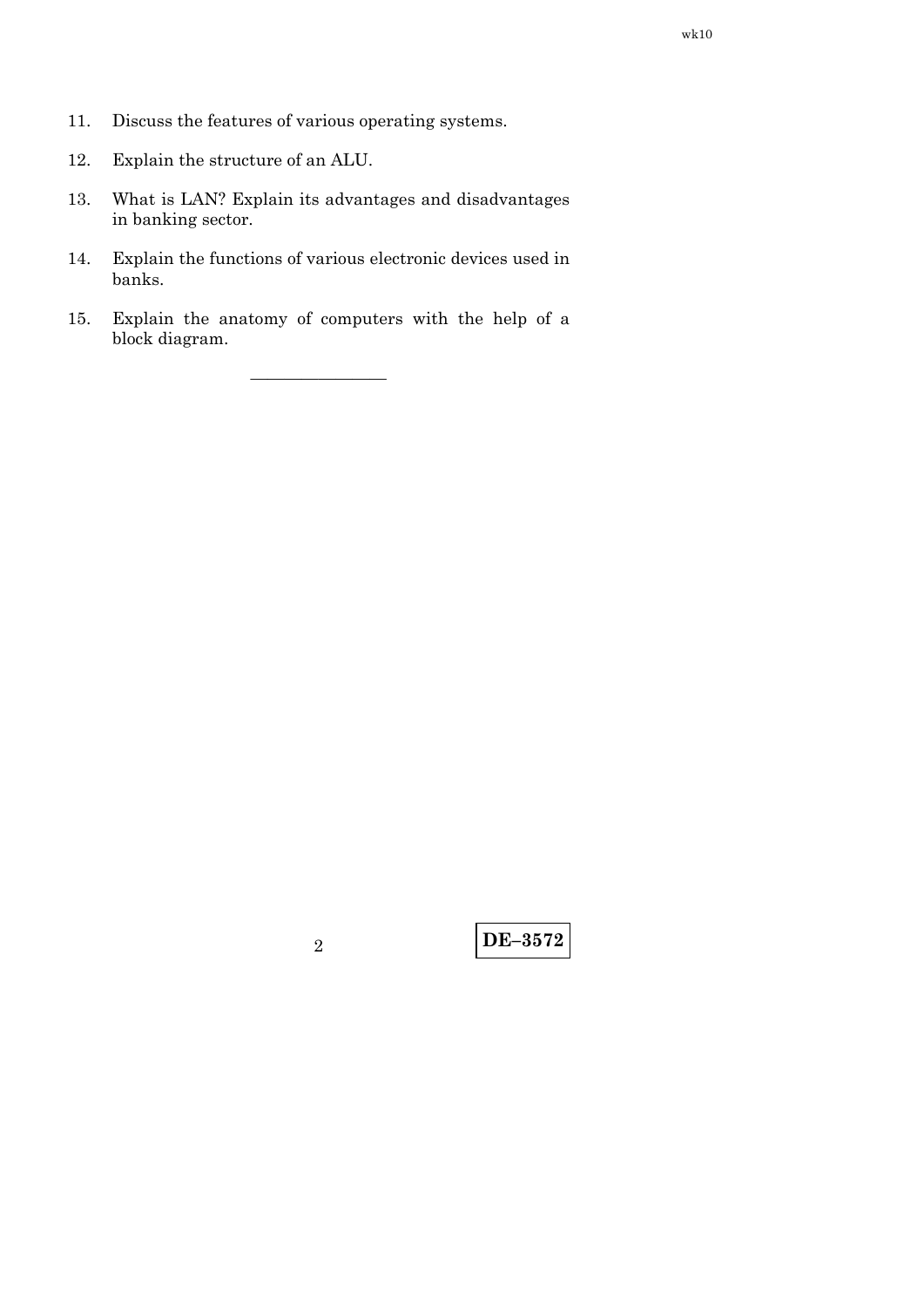11. Discuss the features of various operating systems.

12. Explain the structure of an ALU.

13. What is LAN? Explain its advantages and disadvantages in banking sector.

14. Explain the functions of various electronic devices used in banks.

15. Explain the anatomy of computers with the help of a block diagram.

———————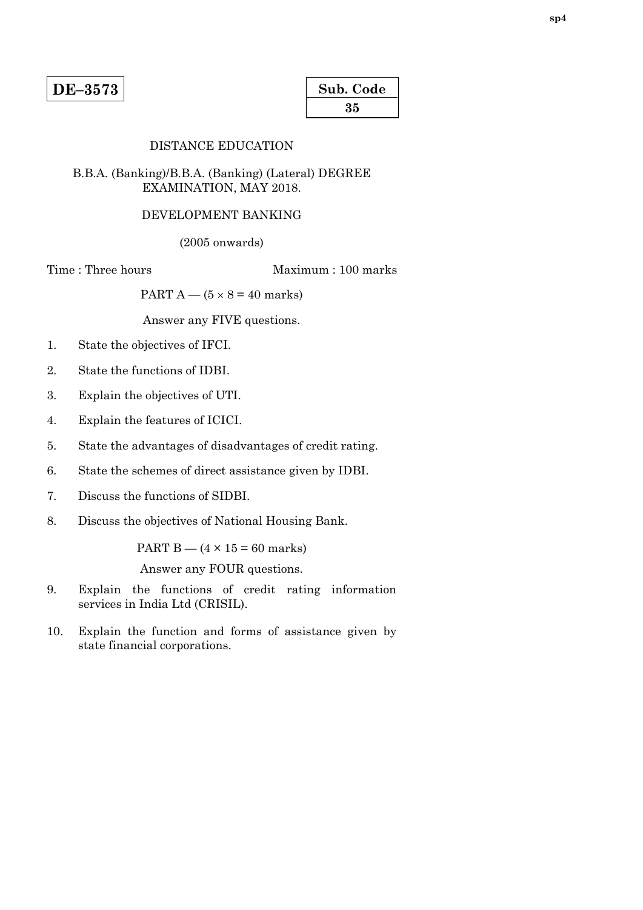**DE–3573**

| Sub. Code |
|---|
| 35 |

DISTANCE EDUCATION

B.B.A. (Banking)/B.B.A. (Banking) (Lateral) DEGREE EXAMINATION, MAY 2018.

DEVELOPMENT BANKING

(2005 onwards)

Time : Three hours Maximum : 100 marks

PART A — (5 × 8 = 40 marks)

Answer any FIVE questions.

1. State the objectives of IFCI.
2. State the functions of IDBI.
3. Explain the objectives of UTI.
4. Explain the features of ICICI.
5. State the advantages of disadvantages of credit rating.
6. State the schemes of direct assistance given by IDBI.
7. Discuss the functions of SIDBI.
8. Discuss the objectives of National Housing Bank.

PART B — (4 × 15 = 60 marks)

Answer any FOUR questions.

9. Explain the functions of credit rating information services in India Ltd (CRISIL).
10. Explain the function and forms of assistance given by state financial corporations.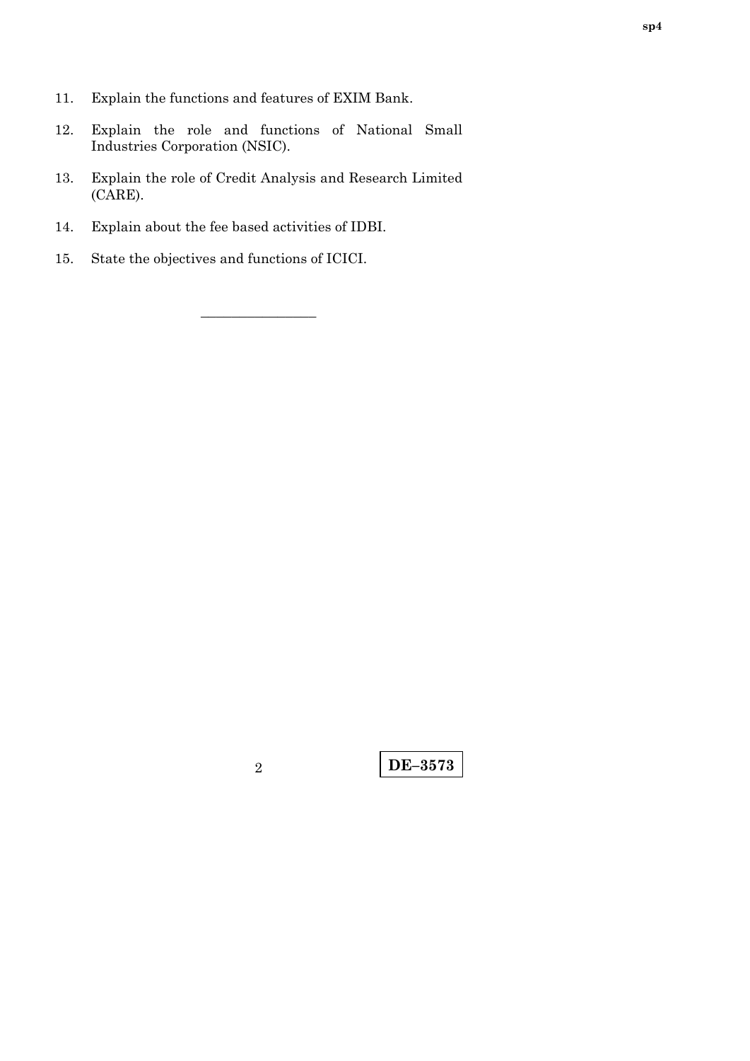11. Explain the functions and features of EXIM Bank.

12. Explain the role and functions of National Small Industries Corporation (NSIC).

13. Explain the role of Credit Analysis and Research Limited (CARE).

14. Explain about the fee based activities of IDBI.

15. State the objectives and functions of ICICI.

————————